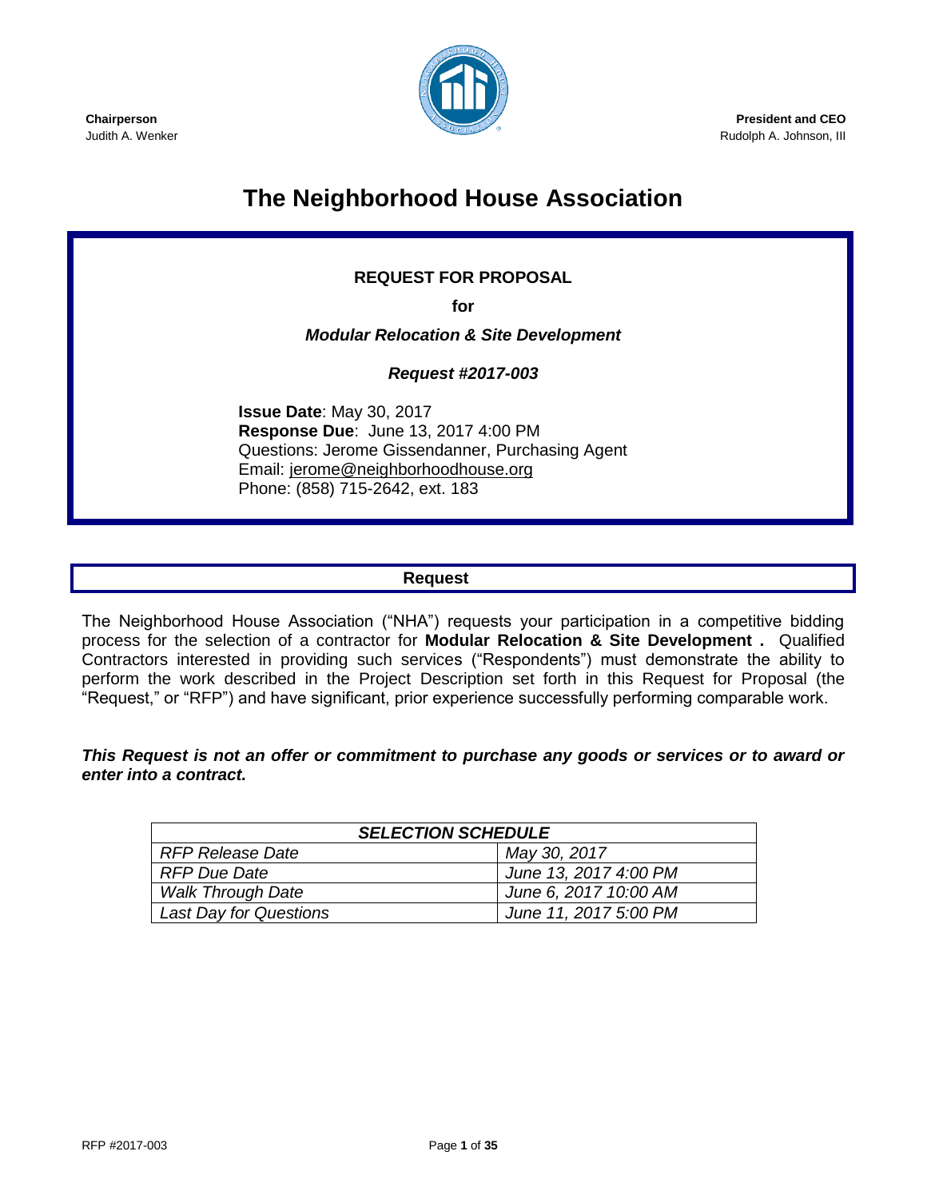**Chairperson**
Judith A. Wenker

**President and CEO**
Rudolph A. Johnson, III

# The Neighborhood House Association

**REQUEST FOR PROPOSAL**

**for**

***Modular Relocation & Site Development***

***Request #2017-003***

**Issue Date**: May 30, 2017
**Response Due**: June 13, 2017 4:00 PM
Questions: Jerome Gissendanner, Purchasing Agent
Email: jerome@neighborhoodhouse.org
Phone: (858) 715-2642, ext. 183

## Request

The Neighborhood House Association ("NHA") requests your participation in a competitive bidding process for the selection of a contractor for **Modular Relocation & Site Development .** Qualified Contractors interested in providing such services ("Respondents") must demonstrate the ability to perform the work described in the Project Description set forth in this Request for Proposal (the "Request," or "RFP") and have significant, prior experience successfully performing comparable work.

***This Request is not an offer or commitment to purchase any goods or services or to award or enter into a contract.***

| ***SELECTION SCHEDULE*** | |
|---|---|
| *RFP Release Date* | *May 30, 2017* |
| *RFP Due Date* | *June 13, 2017 4:00 PM* |
| *Walk Through Date* | *June 6, 2017 10:00 AM* |
| *Last Day for Questions* | *June 11, 2017 5:00 PM* |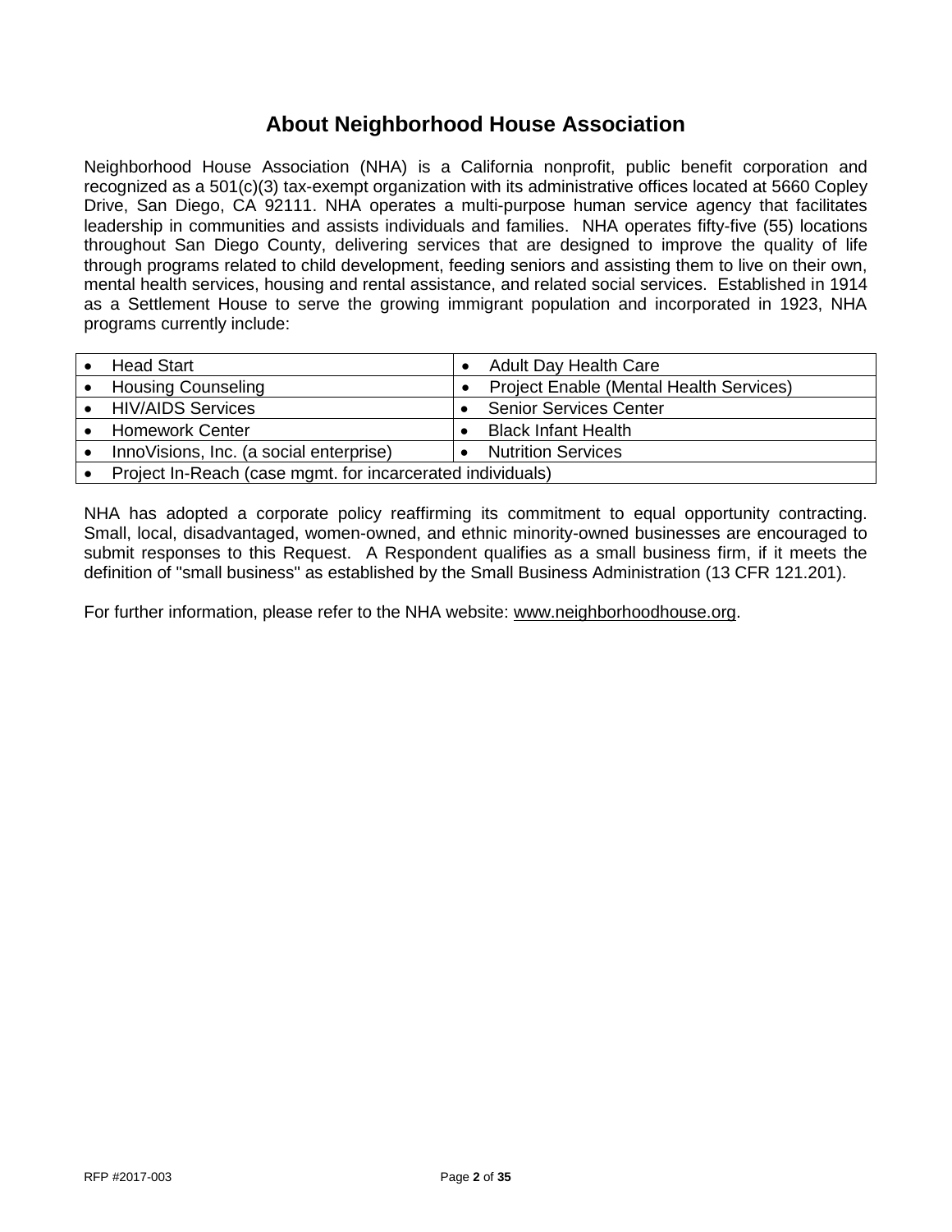# About Neighborhood House Association

Neighborhood House Association (NHA) is a California nonprofit, public benefit corporation and recognized as a 501(c)(3) tax-exempt organization with its administrative offices located at 5660 Copley Drive, San Diego, CA 92111. NHA operates a multi-purpose human service agency that facilitates leadership in communities and assists individuals and families. NHA operates fifty-five (55) locations throughout San Diego County, delivering services that are designed to improve the quality of life through programs related to child development, feeding seniors and assisting them to live on their own, mental health services, housing and rental assistance, and related social services. Established in 1914 as a Settlement House to serve the growing immigrant population and incorporated in 1923, NHA programs currently include:

| | |
|---|---|
| • Head Start | • Adult Day Health Care |
| • Housing Counseling | • Project Enable (Mental Health Services) |
| • HIV/AIDS Services | • Senior Services Center |
| • Homework Center | • Black Infant Health |
| • InnoVisions, Inc. (a social enterprise) | • Nutrition Services |
| • Project In-Reach (case mgmt. for incarcerated individuals) | |

NHA has adopted a corporate policy reaffirming its commitment to equal opportunity contracting. Small, local, disadvantaged, women-owned, and ethnic minority-owned businesses are encouraged to submit responses to this Request. A Respondent qualifies as a small business firm, if it meets the definition of "small business" as established by the Small Business Administration (13 CFR 121.201).

For further information, please refer to the NHA website: www.neighborhoodhouse.org.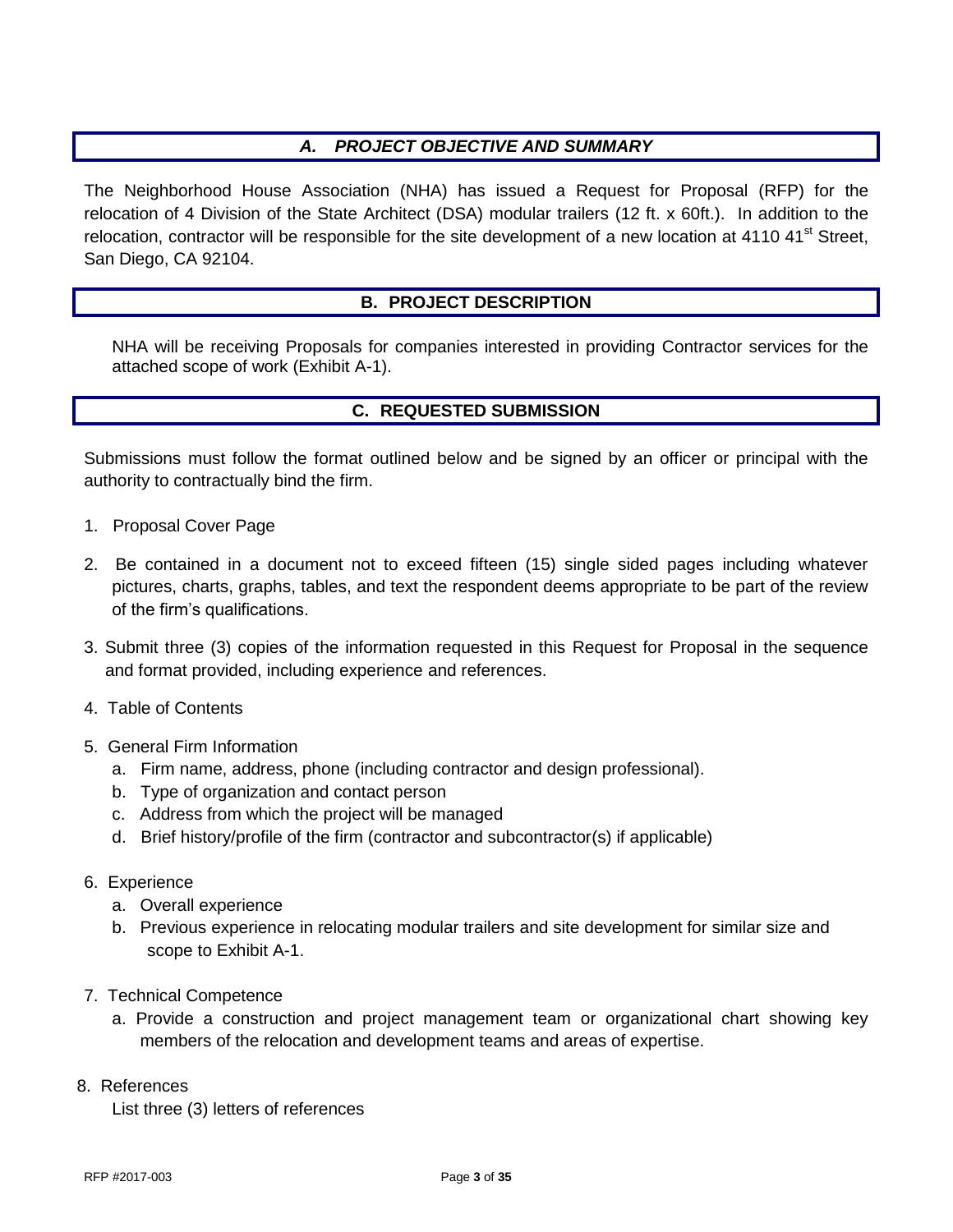## *A. PROJECT OBJECTIVE AND SUMMARY*

The Neighborhood House Association (NHA) has issued a Request for Proposal (RFP) for the relocation of 4 Division of the State Architect (DSA) modular trailers (12 ft. x 60ft.). In addition to the relocation, contractor will be responsible for the site development of a new location at 4110 41st Street, San Diego, CA 92104.

## B. PROJECT DESCRIPTION

NHA will be receiving Proposals for companies interested in providing Contractor services for the attached scope of work (Exhibit A-1).

## C. REQUESTED SUBMISSION

Submissions must follow the format outlined below and be signed by an officer or principal with the authority to contractually bind the firm.

1. Proposal Cover Page
2. Be contained in a document not to exceed fifteen (15) single sided pages including whatever pictures, charts, graphs, tables, and text the respondent deems appropriate to be part of the review of the firm's qualifications.
3. Submit three (3) copies of the information requested in this Request for Proposal in the sequence and format provided, including experience and references.
4. Table of Contents
5. General Firm Information
   a. Firm name, address, phone (including contractor and design professional).
   b. Type of organization and contact person
   c. Address from which the project will be managed
   d. Brief history/profile of the firm (contractor and subcontractor(s) if applicable)
6. Experience
   a. Overall experience
   b. Previous experience in relocating modular trailers and site development for similar size and scope to Exhibit A-1.
7. Technical Competence
   a. Provide a construction and project management team or organizational chart showing key members of the relocation and development teams and areas of expertise.
8. References

   List three (3) letters of references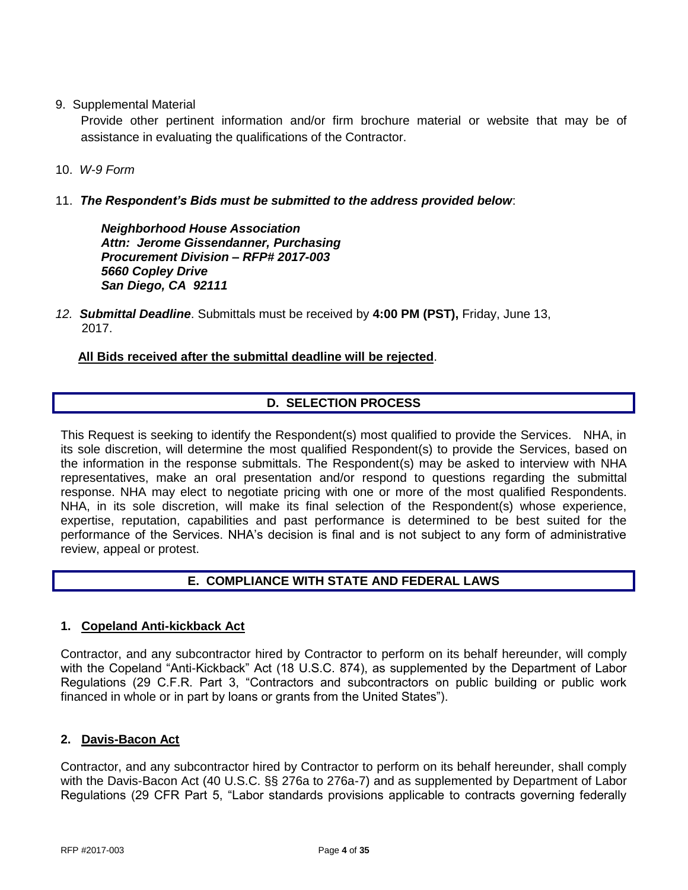9. Supplemental Material

   Provide other pertinent information and/or firm brochure material or website that may be of assistance in evaluating the qualifications of the Contractor.

10. *W-9 Form*

11. ***The Respondent's Bids must be submitted to the address provided below***:

    ***Neighborhood House Association***
    ***Attn: Jerome Gissendanner, Purchasing***
    ***Procurement Division – RFP# 2017-003***
    ***5660 Copley Drive***
    ***San Diego, CA 92111***

12. ***Submittal Deadline***. Submittals must be received by **4:00 PM (PST),** Friday, June 13, 2017.

    **<u>All Bids received after the submittal deadline will be rejected</u>**.

## D. SELECTION PROCESS

This Request is seeking to identify the Respondent(s) most qualified to provide the Services. NHA, in its sole discretion, will determine the most qualified Respondent(s) to provide the Services, based on the information in the response submittals. The Respondent(s) may be asked to interview with NHA representatives, make an oral presentation and/or respond to questions regarding the submittal response. NHA may elect to negotiate pricing with one or more of the most qualified Respondents. NHA, in its sole discretion, will make its final selection of the Respondent(s) whose experience, expertise, reputation, capabilities and past performance is determined to be best suited for the performance of the Services. NHA's decision is final and is not subject to any form of administrative review, appeal or protest.

## E. COMPLIANCE WITH STATE AND FEDERAL LAWS

### 1. <u>Copeland Anti-kickback Act</u>

Contractor, and any subcontractor hired by Contractor to perform on its behalf hereunder, will comply with the Copeland "Anti-Kickback" Act (18 U.S.C. 874), as supplemented by the Department of Labor Regulations (29 C.F.R. Part 3, "Contractors and subcontractors on public building or public work financed in whole or in part by loans or grants from the United States").

### 2. <u>Davis-Bacon Act</u>

Contractor, and any subcontractor hired by Contractor to perform on its behalf hereunder, shall comply with the Davis-Bacon Act (40 U.S.C. §§ 276a to 276a-7) and as supplemented by Department of Labor Regulations (29 CFR Part 5, "Labor standards provisions applicable to contracts governing federally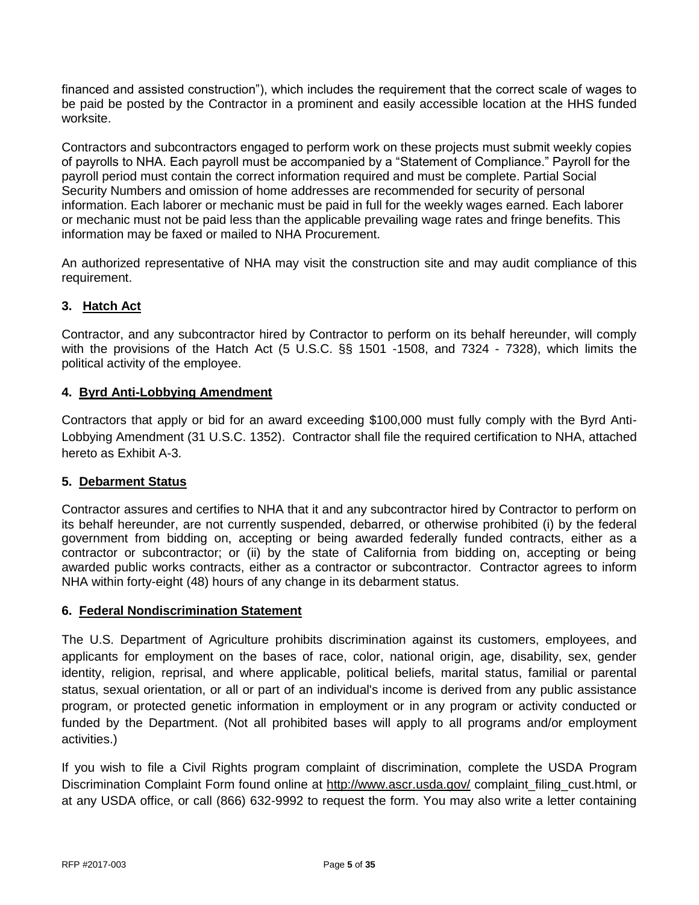financed and assisted construction"), which includes the requirement that the correct scale of wages to be paid be posted by the Contractor in a prominent and easily accessible location at the HHS funded worksite.

Contractors and subcontractors engaged to perform work on these projects must submit weekly copies of payrolls to NHA. Each payroll must be accompanied by a "Statement of Compliance." Payroll for the payroll period must contain the correct information required and must be complete. Partial Social Security Numbers and omission of home addresses are recommended for security of personal information. Each laborer or mechanic must be paid in full for the weekly wages earned. Each laborer or mechanic must not be paid less than the applicable prevailing wage rates and fringe benefits. This information may be faxed or mailed to NHA Procurement.

An authorized representative of NHA may visit the construction site and may audit compliance of this requirement.

### 3. <u>Hatch Act</u>

Contractor, and any subcontractor hired by Contractor to perform on its behalf hereunder, will comply with the provisions of the Hatch Act (5 U.S.C. §§ 1501 -1508, and 7324 - 7328), which limits the political activity of the employee.

### 4. <u>Byrd Anti-Lobbying Amendment</u>

Contractors that apply or bid for an award exceeding $100,000 must fully comply with the Byrd Anti-Lobbying Amendment (31 U.S.C. 1352). Contractor shall file the required certification to NHA, attached hereto as Exhibit A-3.

### 5. <u>Debarment Status</u>

Contractor assures and certifies to NHA that it and any subcontractor hired by Contractor to perform on its behalf hereunder, are not currently suspended, debarred, or otherwise prohibited (i) by the federal government from bidding on, accepting or being awarded federally funded contracts, either as a contractor or subcontractor; or (ii) by the state of California from bidding on, accepting or being awarded public works contracts, either as a contractor or subcontractor. Contractor agrees to inform NHA within forty-eight (48) hours of any change in its debarment status.

### 6. <u>Federal Nondiscrimination Statement</u>

The U.S. Department of Agriculture prohibits discrimination against its customers, employees, and applicants for employment on the bases of race, color, national origin, age, disability, sex, gender identity, religion, reprisal, and where applicable, political beliefs, marital status, familial or parental status, sexual orientation, or all or part of an individual's income is derived from any public assistance program, or protected genetic information in employment or in any program or activity conducted or funded by the Department. (Not all prohibited bases will apply to all programs and/or employment activities.)

If you wish to file a Civil Rights program complaint of discrimination, complete the USDA Program Discrimination Complaint Form found online at <u>http://www.ascr.usda.gov/</u> complaint_filing_cust.html, or at any USDA office, or call (866) 632-9992 to request the form. You may also write a letter containing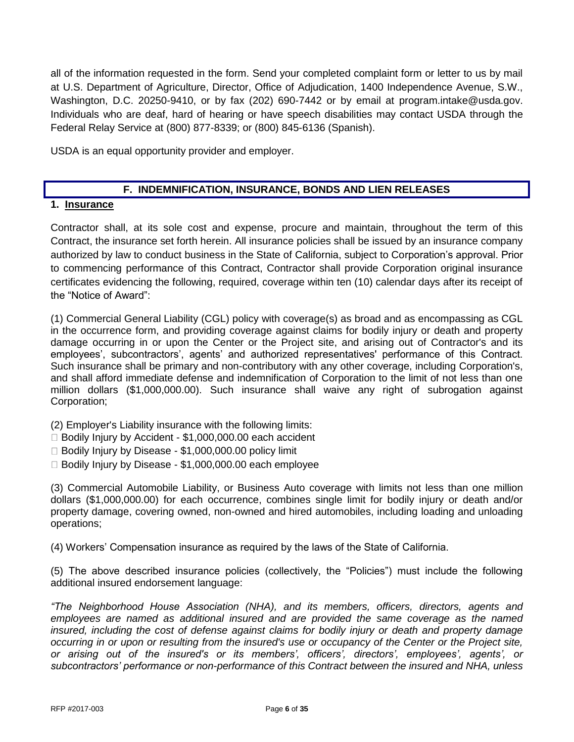all of the information requested in the form. Send your completed complaint form or letter to us by mail at U.S. Department of Agriculture, Director, Office of Adjudication, 1400 Independence Avenue, S.W., Washington, D.C. 20250-9410, or by fax (202) 690-7442 or by email at program.intake@usda.gov. Individuals who are deaf, hard of hearing or have speech disabilities may contact USDA through the Federal Relay Service at (800) 877-8339; or (800) 845-6136 (Spanish).

USDA is an equal opportunity provider and employer.

## F. INDEMNIFICATION, INSURANCE, BONDS AND LIEN RELEASES

### 1. Insurance

Contractor shall, at its sole cost and expense, procure and maintain, throughout the term of this Contract, the insurance set forth herein. All insurance policies shall be issued by an insurance company authorized by law to conduct business in the State of California, subject to Corporation's approval. Prior to commencing performance of this Contract, Contractor shall provide Corporation original insurance certificates evidencing the following, required, coverage within ten (10) calendar days after its receipt of the "Notice of Award":

(1) Commercial General Liability (CGL) policy with coverage(s) as broad and as encompassing as CGL in the occurrence form, and providing coverage against claims for bodily injury or death and property damage occurring in or upon the Center or the Project site, and arising out of Contractor's and its employees', subcontractors', agents' and authorized representatives' performance of this Contract. Such insurance shall be primary and non-contributory with any other coverage, including Corporation's, and shall afford immediate defense and indemnification of Corporation to the limit of not less than one million dollars ($1,000,000.00). Such insurance shall waive any right of subrogation against Corporation;

(2) Employer's Liability insurance with the following limits:
- Bodily Injury by Accident - $1,000,000.00 each accident
- Bodily Injury by Disease - $1,000,000.00 policy limit
- Bodily Injury by Disease - $1,000,000.00 each employee

(3) Commercial Automobile Liability, or Business Auto coverage with limits not less than one million dollars ($1,000,000.00) for each occurrence, combines single limit for bodily injury or death and/or property damage, covering owned, non-owned and hired automobiles, including loading and unloading operations;

(4) Workers' Compensation insurance as required by the laws of the State of California.

(5) The above described insurance policies (collectively, the "Policies") must include the following additional insured endorsement language:

*"The Neighborhood House Association (NHA), and its members, officers, directors, agents and employees are named as additional insured and are provided the same coverage as the named insured, including the cost of defense against claims for bodily injury or death and property damage occurring in or upon or resulting from the insured's use or occupancy of the Center or the Project site, or arising out of the insured's or its members', officers', directors', employees', agents', or subcontractors' performance or non-performance of this Contract between the insured and NHA, unless*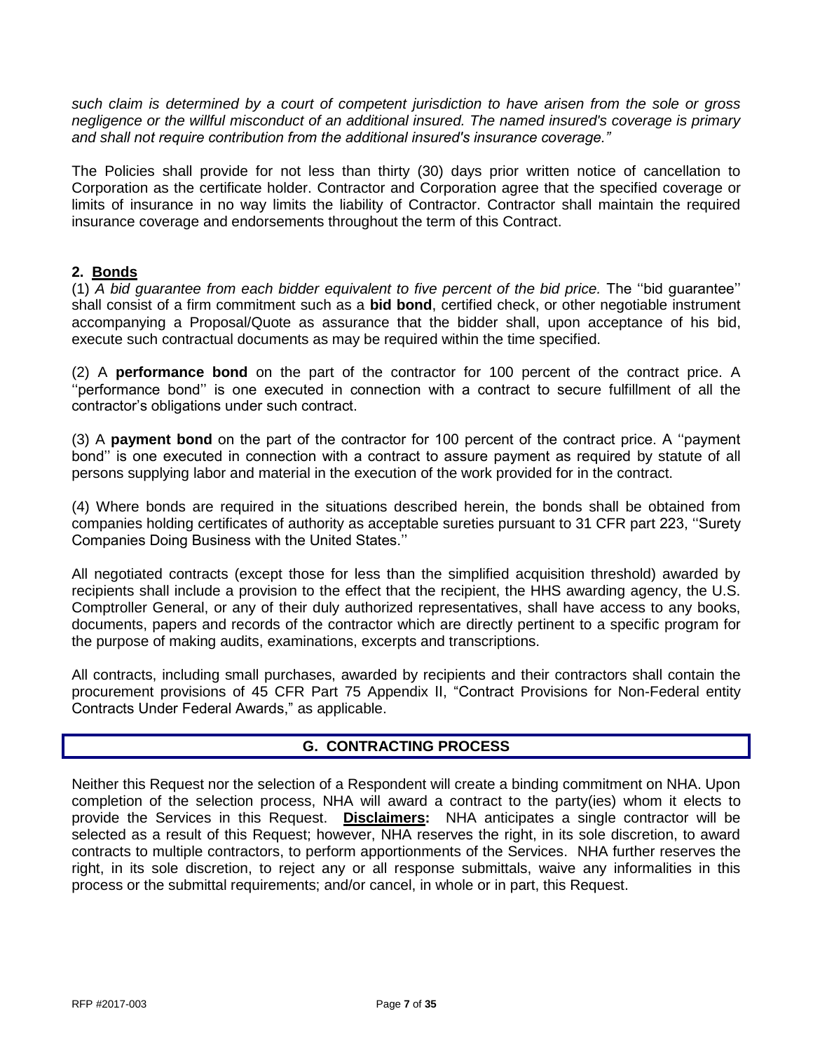*such claim is determined by a court of competent jurisdiction to have arisen from the sole or gross negligence or the willful misconduct of an additional insured. The named insured's coverage is primary and shall not require contribution from the additional insured's insurance coverage."*

The Policies shall provide for not less than thirty (30) days prior written notice of cancellation to Corporation as the certificate holder. Contractor and Corporation agree that the specified coverage or limits of insurance in no way limits the liability of Contractor. Contractor shall maintain the required insurance coverage and endorsements throughout the term of this Contract.

**2. Bonds**

(1) *A bid guarantee from each bidder equivalent to five percent of the bid price.* The ''bid guarantee'' shall consist of a firm commitment such as a **bid bond**, certified check, or other negotiable instrument accompanying a Proposal/Quote as assurance that the bidder shall, upon acceptance of his bid, execute such contractual documents as may be required within the time specified.

(2) A **performance bond** on the part of the contractor for 100 percent of the contract price. A ''performance bond'' is one executed in connection with a contract to secure fulfillment of all the contractor's obligations under such contract.

(3) A **payment bond** on the part of the contractor for 100 percent of the contract price. A ''payment bond'' is one executed in connection with a contract to assure payment as required by statute of all persons supplying labor and material in the execution of the work provided for in the contract.

(4) Where bonds are required in the situations described herein, the bonds shall be obtained from companies holding certificates of authority as acceptable sureties pursuant to 31 CFR part 223, ''Surety Companies Doing Business with the United States.''

All negotiated contracts (except those for less than the simplified acquisition threshold) awarded by recipients shall include a provision to the effect that the recipient, the HHS awarding agency, the U.S. Comptroller General, or any of their duly authorized representatives, shall have access to any books, documents, papers and records of the contractor which are directly pertinent to a specific program for the purpose of making audits, examinations, excerpts and transcriptions.

All contracts, including small purchases, awarded by recipients and their contractors shall contain the procurement provisions of 45 CFR Part 75 Appendix II, "Contract Provisions for Non-Federal entity Contracts Under Federal Awards," as applicable.

## G. CONTRACTING PROCESS

Neither this Request nor the selection of a Respondent will create a binding commitment on NHA. Upon completion of the selection process, NHA will award a contract to the party(ies) whom it elects to provide the Services in this Request. **Disclaimers:** NHA anticipates a single contractor will be selected as a result of this Request; however, NHA reserves the right, in its sole discretion, to award contracts to multiple contractors, to perform apportionments of the Services. NHA further reserves the right, in its sole discretion, to reject any or all response submittals, waive any informalities in this process or the submittal requirements; and/or cancel, in whole or in part, this Request.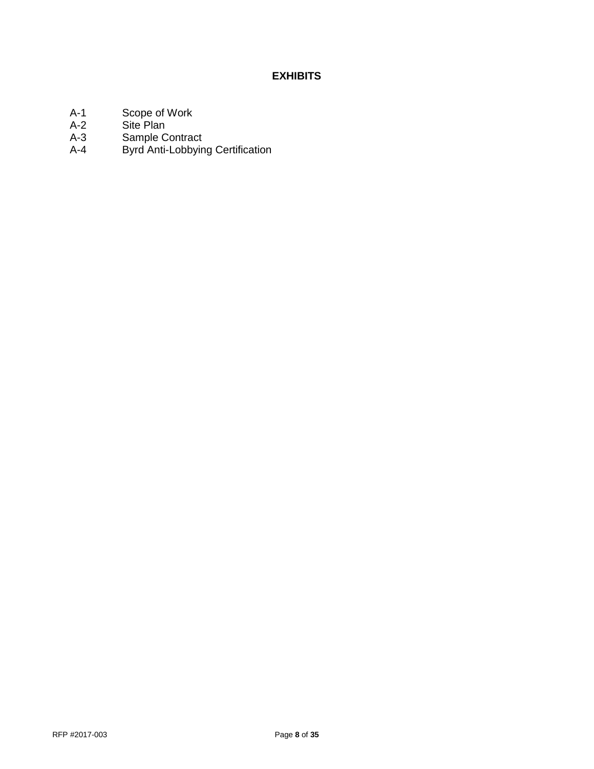# EXHIBITS

A-1 Scope of Work
A-2 Site Plan
A-3 Sample Contract
A-4 Byrd Anti-Lobbying Certification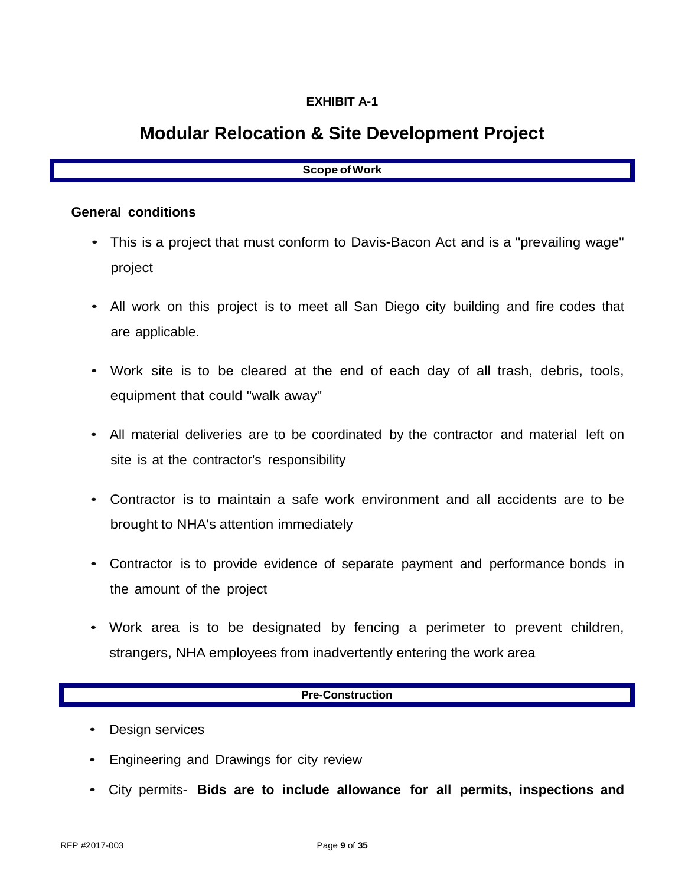**EXHIBIT A-1**

# Modular Relocation & Site Development Project

## Scope of Work

### General conditions

- This is a project that must conform to Davis-Bacon Act and is a "prevailing wage" project
- All work on this project is to meet all San Diego city building and fire codes that are applicable.
- Work site is to be cleared at the end of each day of all trash, debris, tools, equipment that could "walk away"
- All material deliveries are to be coordinated by the contractor and material left on site is at the contractor's responsibility
- Contractor is to maintain a safe work environment and all accidents are to be brought to NHA's attention immediately
- Contractor is to provide evidence of separate payment and performance bonds in the amount of the project
- Work area is to be designated by fencing a perimeter to prevent children, strangers, NHA employees from inadvertently entering the work area

## Pre-Construction

- Design services
- Engineering and Drawings for city review
- City permits- **Bids are to include allowance for all permits, inspections and**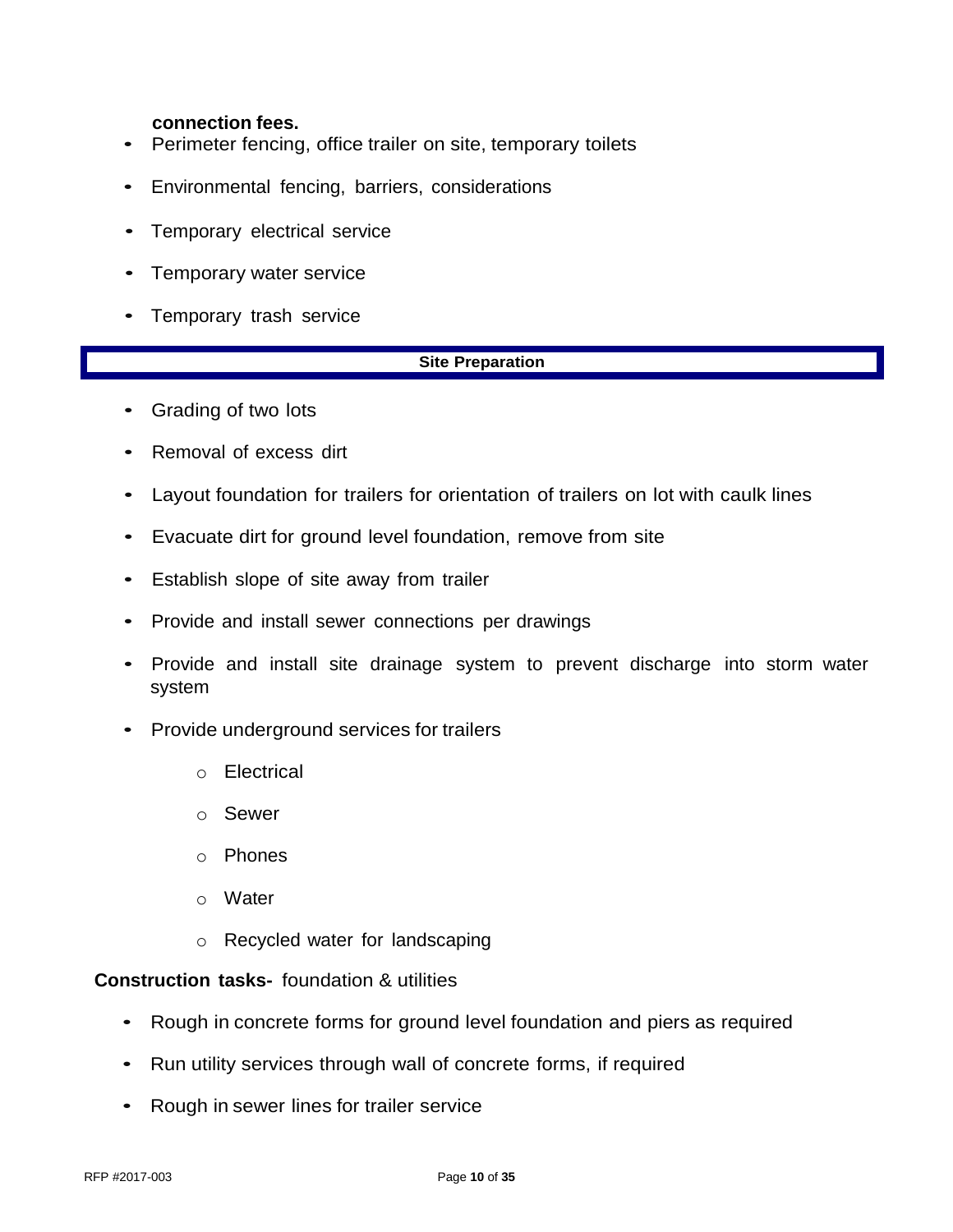**connection fees.**

- Perimeter fencing, office trailer on site, temporary toilets
- Environmental fencing, barriers, considerations
- Temporary electrical service
- Temporary water service
- Temporary trash service

## Site Preparation

- Grading of two lots
- Removal of excess dirt
- Layout foundation for trailers for orientation of trailers on lot with caulk lines
- Evacuate dirt for ground level foundation, remove from site
- Establish slope of site away from trailer
- Provide and install sewer connections per drawings
- Provide and install site drainage system to prevent discharge into storm water system
- Provide underground services for trailers
    - Electrical
    - Sewer
    - Phones
    - Water
    - Recycled water for landscaping

**Construction tasks-** foundation & utilities

- Rough in concrete forms for ground level foundation and piers as required
- Run utility services through wall of concrete forms, if required
- Rough in sewer lines for trailer service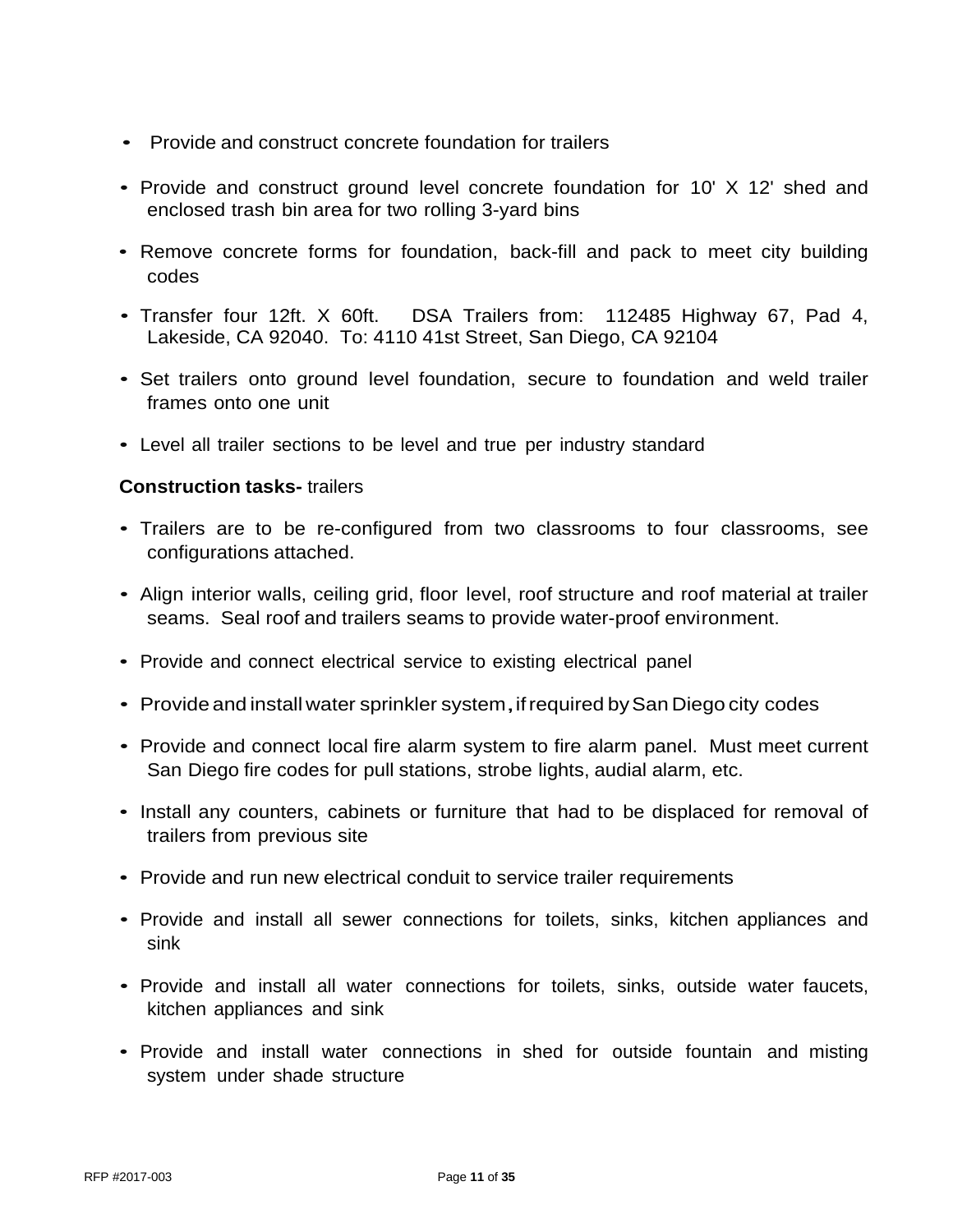- Provide and construct concrete foundation for trailers
- Provide and construct ground level concrete foundation for 10' X 12' shed and enclosed trash bin area for two rolling 3-yard bins
- Remove concrete forms for foundation, back-fill and pack to meet city building codes
- Transfer four 12ft. X 60ft. DSA Trailers from: 112485 Highway 67, Pad 4, Lakeside, CA 92040. To: 4110 41st Street, San Diego, CA 92104
- Set trailers onto ground level foundation, secure to foundation and weld trailer frames onto one unit
- Level all trailer sections to be level and true per industry standard

**Construction tasks-** trailers

- Trailers are to be re-configured from two classrooms to four classrooms, see configurations attached.
- Align interior walls, ceiling grid, floor level, roof structure and roof material at trailer seams. Seal roof and trailers seams to provide water-proof environment.
- Provide and connect electrical service to existing electrical panel
- Provide and install water sprinkler system, if required by San Diego city codes
- Provide and connect local fire alarm system to fire alarm panel. Must meet current San Diego fire codes for pull stations, strobe lights, audial alarm, etc.
- Install any counters, cabinets or furniture that had to be displaced for removal of trailers from previous site
- Provide and run new electrical conduit to service trailer requirements
- Provide and install all sewer connections for toilets, sinks, kitchen appliances and sink
- Provide and install all water connections for toilets, sinks, outside water faucets, kitchen appliances and sink
- Provide and install water connections in shed for outside fountain and misting system under shade structure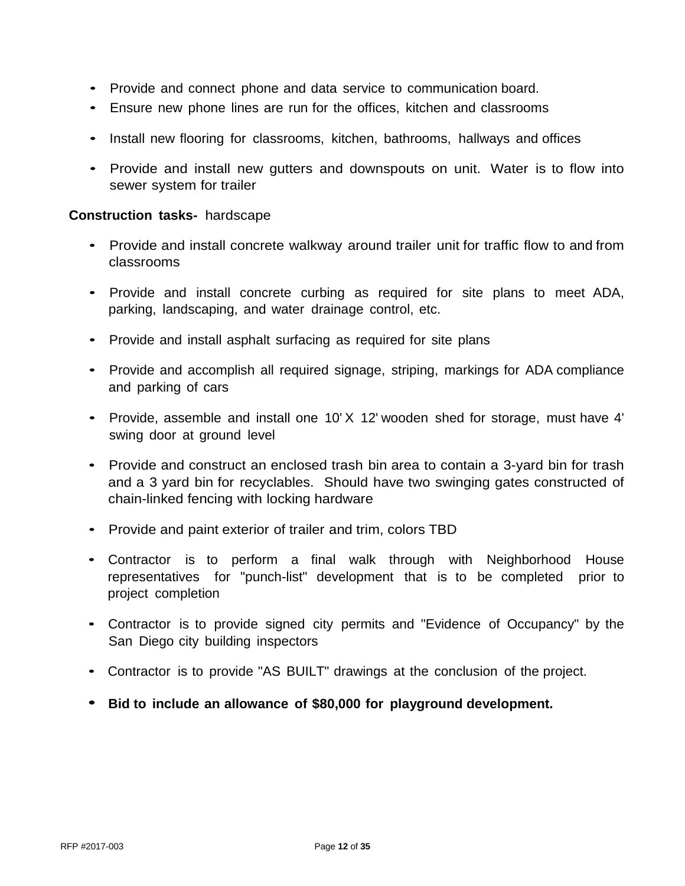- Provide and connect phone and data service to communication board.
- Ensure new phone lines are run for the offices, kitchen and classrooms
- Install new flooring for classrooms, kitchen, bathrooms, hallways and offices
- Provide and install new gutters and downspouts on unit. Water is to flow into sewer system for trailer

**Construction tasks-** hardscape

- Provide and install concrete walkway around trailer unit for traffic flow to and from classrooms
- Provide and install concrete curbing as required for site plans to meet ADA, parking, landscaping, and water drainage control, etc.
- Provide and install asphalt surfacing as required for site plans
- Provide and accomplish all required signage, striping, markings for ADA compliance and parking of cars
- Provide, assemble and install one 10' X 12' wooden shed for storage, must have 4' swing door at ground level
- Provide and construct an enclosed trash bin area to contain a 3-yard bin for trash and a 3 yard bin for recyclables. Should have two swinging gates constructed of chain-linked fencing with locking hardware
- Provide and paint exterior of trailer and trim, colors TBD
- Contractor is to perform a final walk through with Neighborhood House representatives for "punch-list" development that is to be completed prior to project completion
- Contractor is to provide signed city permits and "Evidence of Occupancy" by the San Diego city building inspectors
- Contractor is to provide "AS BUILT" drawings at the conclusion of the project.
- **Bid to include an allowance of $80,000 for playground development.**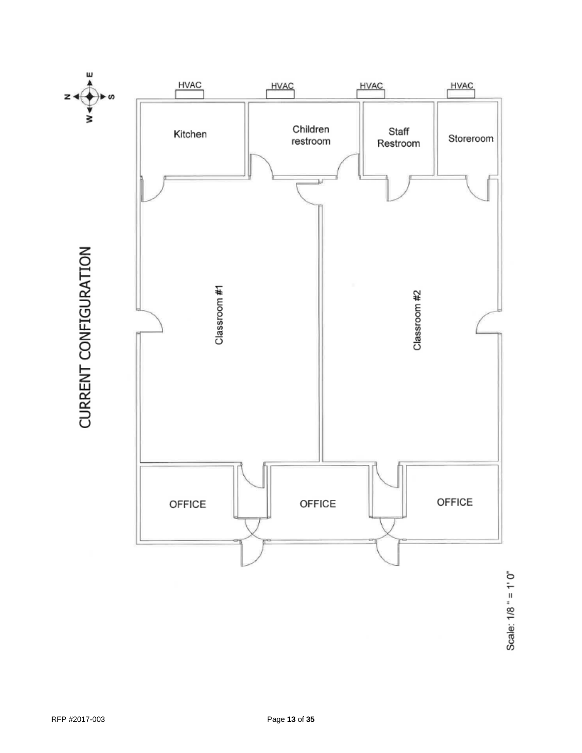# CURRENT CONFIGURATION

HVAC

HVAC

HVAC

HVAC

Kitchen

Children restroom

Staff Restroom

Storeroom

Classroom #1

Classroom #2

OFFICE

OFFICE

OFFICE

Scale: 1/8 " = 1' 0"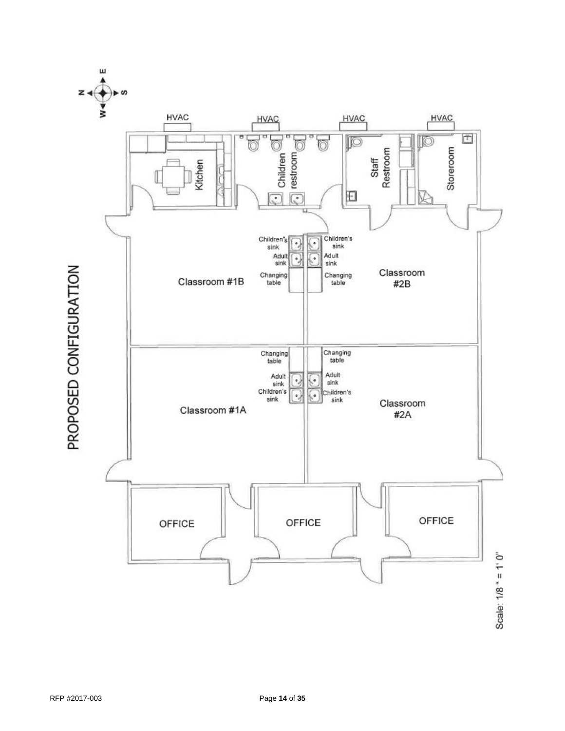# PROPOSED CONFIGURATION

HVAC | HVAC | HVAC | HVAC

Kitchen

Children restroom

Staff Restroom

Storeroom

Children's sink | Children's sink

Adult sink | Adult sink

Changing table | Changing table

Classroom #1B

Classroom #2B

Changing table | Changing table

Adult sink | Adult sink

Children's sink | Children's sink

Classroom #1A

Classroom #2A

OFFICE | OFFICE | OFFICE

Scale: 1/8 " = 1' 0"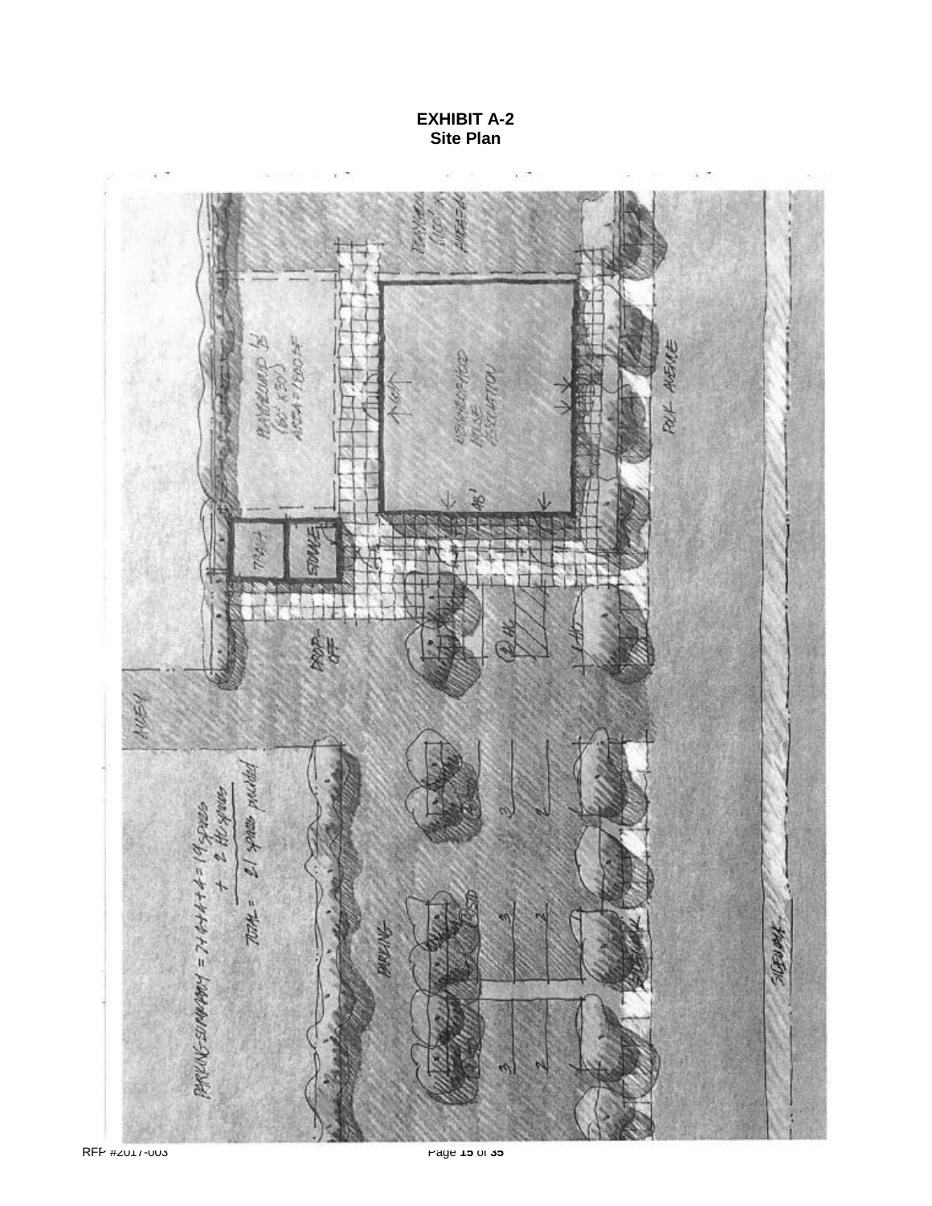**EXHIBIT A-2**
**Site Plan**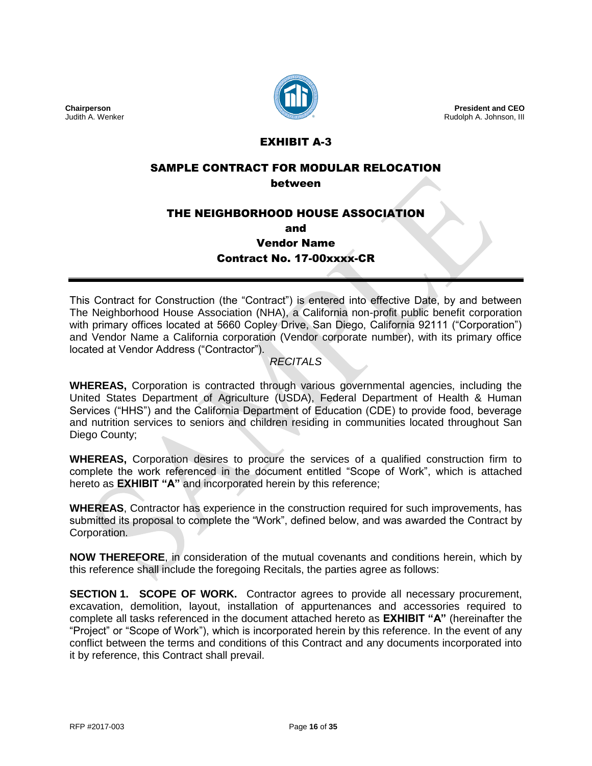Chairperson
Judith A. Wenker

President and CEO
Rudolph A. Johnson, III

# EXHIBIT A-3

## SAMPLE CONTRACT FOR MODULAR RELOCATION
**between**

## THE NEIGHBORHOOD HOUSE ASSOCIATION
**and**

**Vendor Name**

**Contract No. 17-00xxxx-CR**

---

This Contract for Construction (the "Contract") is entered into effective Date, by and between The Neighborhood House Association (NHA), a California non-profit public benefit corporation with primary offices located at 5660 Copley Drive, San Diego, California 92111 ("Corporation") and Vendor Name a California corporation (Vendor corporate number), with its primary office located at Vendor Address ("Contractor").

*RECITALS*

**WHEREAS,** Corporation is contracted through various governmental agencies, including the United States Department of Agriculture (USDA), Federal Department of Health & Human Services ("HHS") and the California Department of Education (CDE) to provide food, beverage and nutrition services to seniors and children residing in communities located throughout San Diego County;

**WHEREAS,** Corporation desires to procure the services of a qualified construction firm to complete the work referenced in the document entitled "Scope of Work", which is attached hereto as **EXHIBIT "A"** and incorporated herein by this reference;

**WHEREAS**, Contractor has experience in the construction required for such improvements, has submitted its proposal to complete the "Work", defined below, and was awarded the Contract by Corporation.

**NOW THEREFORE**, in consideration of the mutual covenants and conditions herein, which by this reference shall include the foregoing Recitals, the parties agree as follows:

**SECTION 1. SCOPE OF WORK.** Contractor agrees to provide all necessary procurement, excavation, demolition, layout, installation of appurtenances and accessories required to complete all tasks referenced in the document attached hereto as **EXHIBIT "A"** (hereinafter the "Project" or "Scope of Work"), which is incorporated herein by this reference. In the event of any conflict between the terms and conditions of this Contract and any documents incorporated into it by reference, this Contract shall prevail.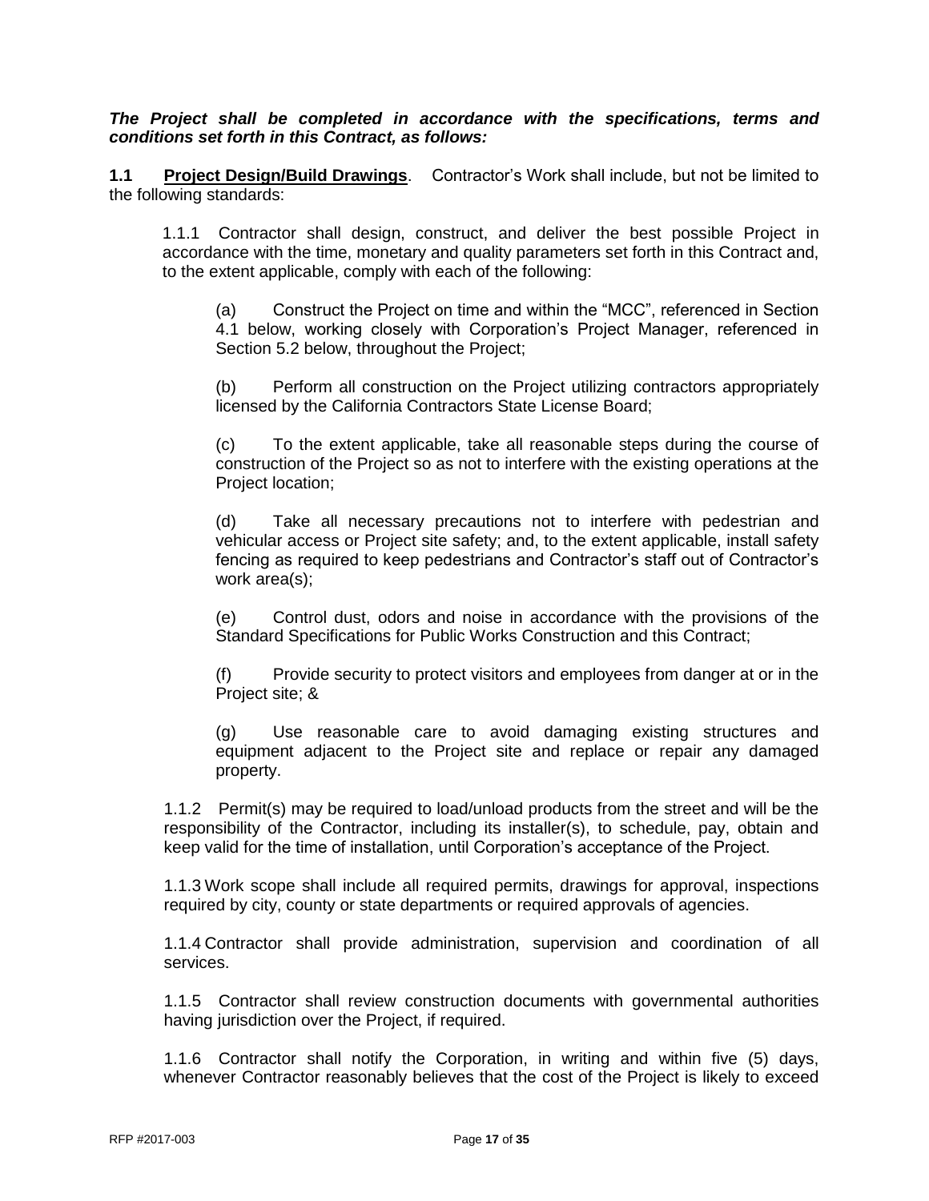***The Project shall be completed in accordance with the specifications, terms and conditions set forth in this Contract, as follows:***

**1.1 Project Design/Build Drawings**. Contractor's Work shall include, but not be limited to the following standards:

1.1.1 Contractor shall design, construct, and deliver the best possible Project in accordance with the time, monetary and quality parameters set forth in this Contract and, to the extent applicable, comply with each of the following:

(a) Construct the Project on time and within the "MCC", referenced in Section 4.1 below, working closely with Corporation's Project Manager, referenced in Section 5.2 below, throughout the Project;

(b) Perform all construction on the Project utilizing contractors appropriately licensed by the California Contractors State License Board;

(c) To the extent applicable, take all reasonable steps during the course of construction of the Project so as not to interfere with the existing operations at the Project location;

(d) Take all necessary precautions not to interfere with pedestrian and vehicular access or Project site safety; and, to the extent applicable, install safety fencing as required to keep pedestrians and Contractor's staff out of Contractor's work area(s);

(e) Control dust, odors and noise in accordance with the provisions of the Standard Specifications for Public Works Construction and this Contract;

(f) Provide security to protect visitors and employees from danger at or in the Project site; &

(g) Use reasonable care to avoid damaging existing structures and equipment adjacent to the Project site and replace or repair any damaged property.

1.1.2 Permit(s) may be required to load/unload products from the street and will be the responsibility of the Contractor, including its installer(s), to schedule, pay, obtain and keep valid for the time of installation, until Corporation's acceptance of the Project.

1.1.3 Work scope shall include all required permits, drawings for approval, inspections required by city, county or state departments or required approvals of agencies.

1.1.4 Contractor shall provide administration, supervision and coordination of all services.

1.1.5 Contractor shall review construction documents with governmental authorities having jurisdiction over the Project, if required.

1.1.6 Contractor shall notify the Corporation, in writing and within five (5) days, whenever Contractor reasonably believes that the cost of the Project is likely to exceed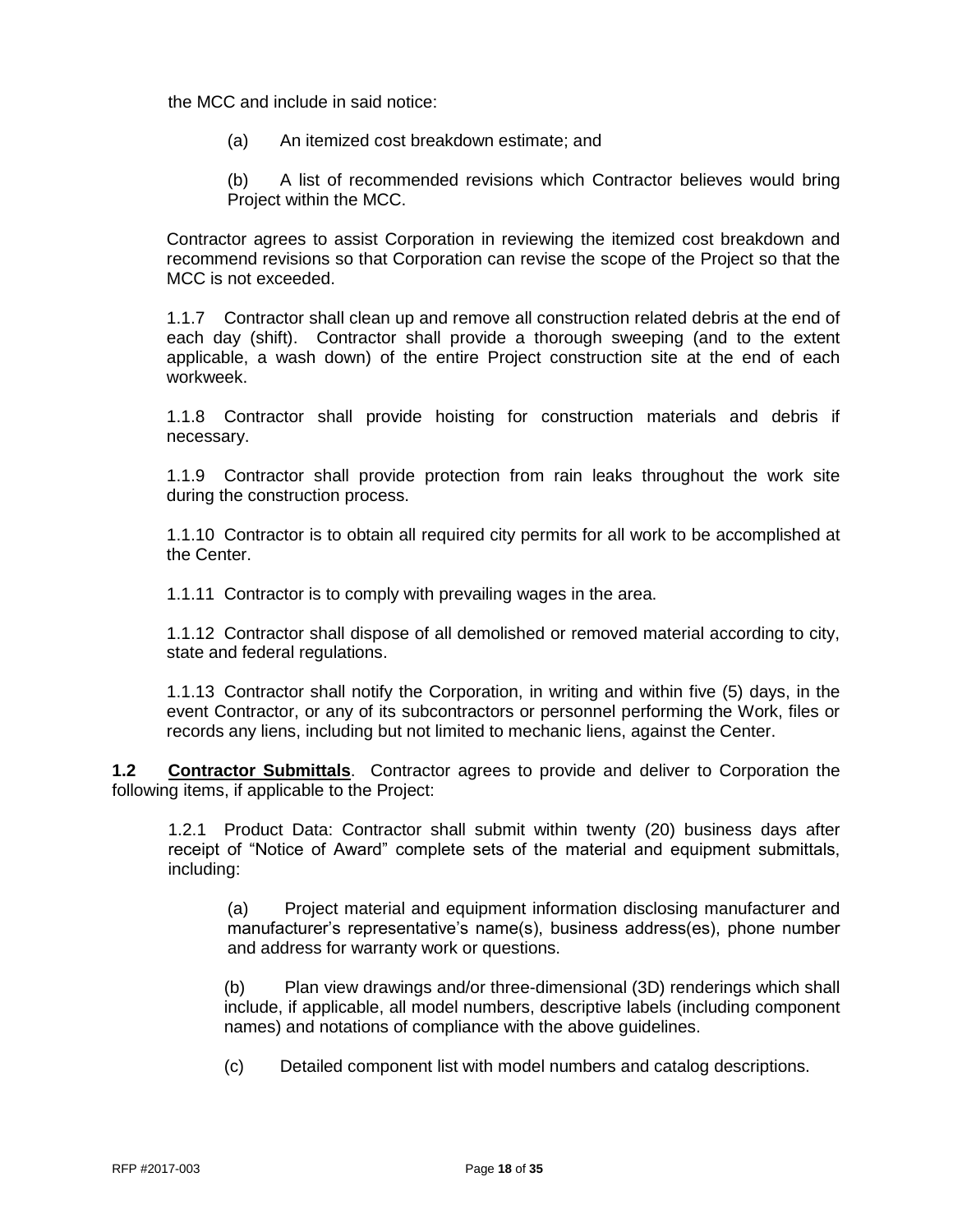the MCC and include in said notice:

(a) An itemized cost breakdown estimate; and

(b) A list of recommended revisions which Contractor believes would bring Project within the MCC.

Contractor agrees to assist Corporation in reviewing the itemized cost breakdown and recommend revisions so that Corporation can revise the scope of the Project so that the MCC is not exceeded.

1.1.7 Contractor shall clean up and remove all construction related debris at the end of each day (shift). Contractor shall provide a thorough sweeping (and to the extent applicable, a wash down) of the entire Project construction site at the end of each workweek.

1.1.8 Contractor shall provide hoisting for construction materials and debris if necessary.

1.1.9 Contractor shall provide protection from rain leaks throughout the work site during the construction process.

1.1.10 Contractor is to obtain all required city permits for all work to be accomplished at the Center.

1.1.11 Contractor is to comply with prevailing wages in the area.

1.1.12 Contractor shall dispose of all demolished or removed material according to city, state and federal regulations.

1.1.13 Contractor shall notify the Corporation, in writing and within five (5) days, in the event Contractor, or any of its subcontractors or personnel performing the Work, files or records any liens, including but not limited to mechanic liens, against the Center.

**1.2 Contractor Submittals**. Contractor agrees to provide and deliver to Corporation the following items, if applicable to the Project:

1.2.1 Product Data: Contractor shall submit within twenty (20) business days after receipt of "Notice of Award" complete sets of the material and equipment submittals, including:

(a) Project material and equipment information disclosing manufacturer and manufacturer's representative's name(s), business address(es), phone number and address for warranty work or questions.

(b) Plan view drawings and/or three-dimensional (3D) renderings which shall include, if applicable, all model numbers, descriptive labels (including component names) and notations of compliance with the above guidelines.

(c) Detailed component list with model numbers and catalog descriptions.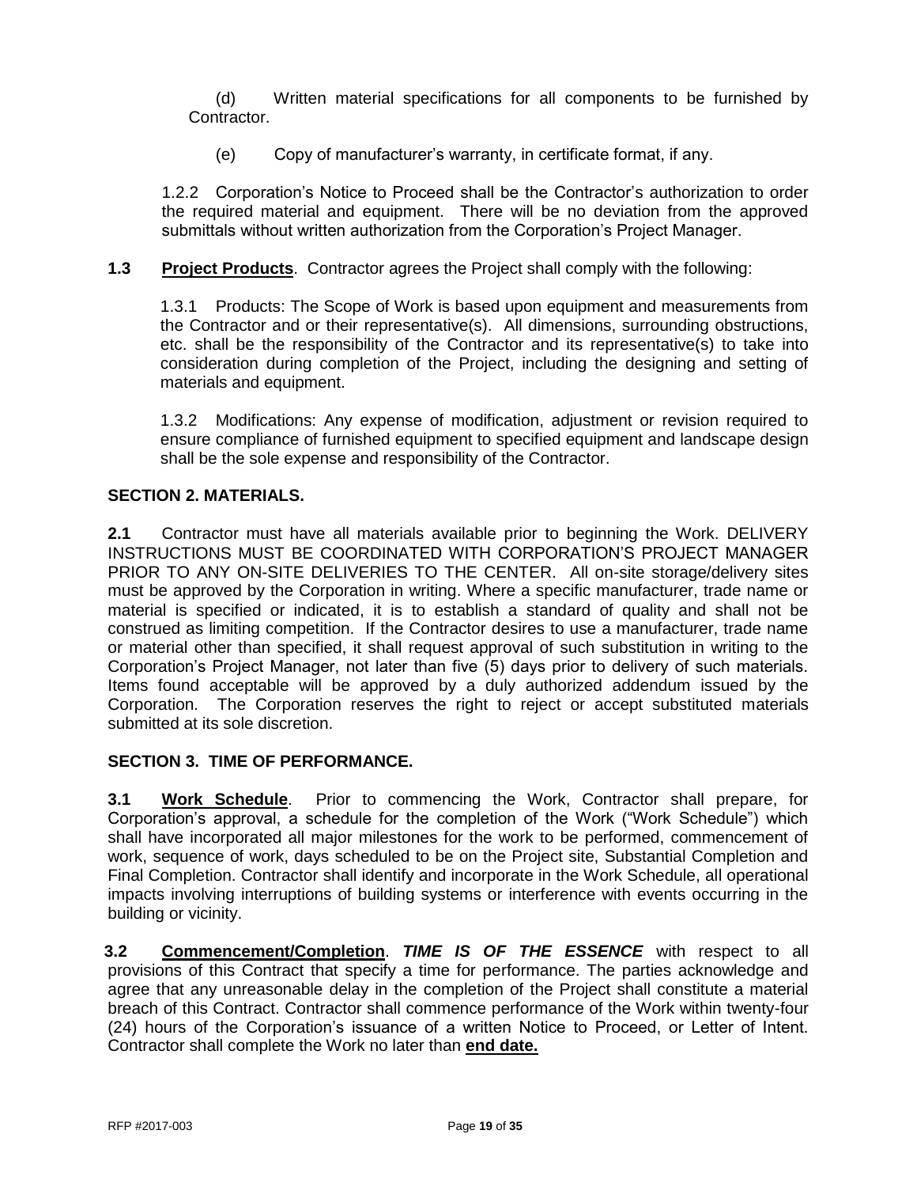(d) Written material specifications for all components to be furnished by Contractor.

(e) Copy of manufacturer's warranty, in certificate format, if any.

1.2.2 Corporation's Notice to Proceed shall be the Contractor's authorization to order the required material and equipment. There will be no deviation from the approved submittals without written authorization from the Corporation's Project Manager.

**1.3** **Project Products**. Contractor agrees the Project shall comply with the following:

1.3.1 Products: The Scope of Work is based upon equipment and measurements from the Contractor and or their representative(s). All dimensions, surrounding obstructions, etc. shall be the responsibility of the Contractor and its representative(s) to take into consideration during completion of the Project, including the designing and setting of materials and equipment.

1.3.2 Modifications: Any expense of modification, adjustment or revision required to ensure compliance of furnished equipment to specified equipment and landscape design shall be the sole expense and responsibility of the Contractor.

## SECTION 2. MATERIALS.

**2.1** Contractor must have all materials available prior to beginning the Work. DELIVERY INSTRUCTIONS MUST BE COORDINATED WITH CORPORATION'S PROJECT MANAGER PRIOR TO ANY ON-SITE DELIVERIES TO THE CENTER. All on-site storage/delivery sites must be approved by the Corporation in writing. Where a specific manufacturer, trade name or material is specified or indicated, it is to establish a standard of quality and shall not be construed as limiting competition. If the Contractor desires to use a manufacturer, trade name or material other than specified, it shall request approval of such substitution in writing to the Corporation's Project Manager, not later than five (5) days prior to delivery of such materials. Items found acceptable will be approved by a duly authorized addendum issued by the Corporation. The Corporation reserves the right to reject or accept substituted materials submitted at its sole discretion.

## SECTION 3. TIME OF PERFORMANCE.

**3.1** **Work Schedule**. Prior to commencing the Work, Contractor shall prepare, for Corporation's approval, a schedule for the completion of the Work ("Work Schedule") which shall have incorporated all major milestones for the work to be performed, commencement of work, sequence of work, days scheduled to be on the Project site, Substantial Completion and Final Completion. Contractor shall identify and incorporate in the Work Schedule, all operational impacts involving interruptions of building systems or interference with events occurring in the building or vicinity.

**3.2** **Commencement/Completion**. ***TIME IS OF THE ESSENCE*** with respect to all provisions of this Contract that specify a time for performance. The parties acknowledge and agree that any unreasonable delay in the completion of the Project shall constitute a material breach of this Contract. Contractor shall commence performance of the Work within twenty-four (24) hours of the Corporation's issuance of a written Notice to Proceed, or Letter of Intent. Contractor shall complete the Work no later than **end date.**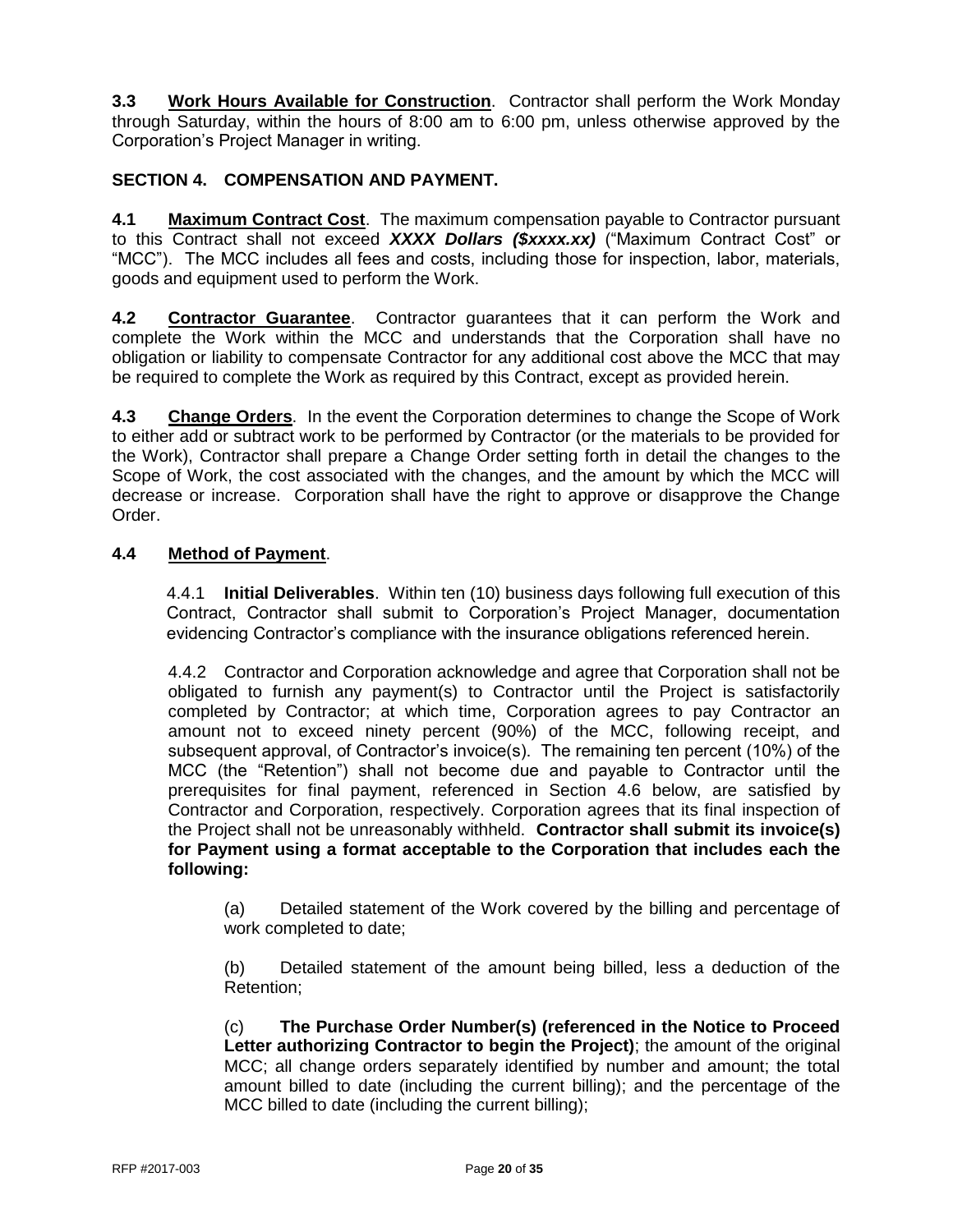**3.3 Work Hours Available for Construction**. Contractor shall perform the Work Monday through Saturday, within the hours of 8:00 am to 6:00 pm, unless otherwise approved by the Corporation's Project Manager in writing.

## SECTION 4. COMPENSATION AND PAYMENT.

**4.1 Maximum Contract Cost**. The maximum compensation payable to Contractor pursuant to this Contract shall not exceed ***XXXX Dollars ($xxxx.xx)*** ("Maximum Contract Cost" or "MCC"). The MCC includes all fees and costs, including those for inspection, labor, materials, goods and equipment used to perform the Work.

**4.2 Contractor Guarantee**. Contractor guarantees that it can perform the Work and complete the Work within the MCC and understands that the Corporation shall have no obligation or liability to compensate Contractor for any additional cost above the MCC that may be required to complete the Work as required by this Contract, except as provided herein.

**4.3 Change Orders**. In the event the Corporation determines to change the Scope of Work to either add or subtract work to be performed by Contractor (or the materials to be provided for the Work), Contractor shall prepare a Change Order setting forth in detail the changes to the Scope of Work, the cost associated with the changes, and the amount by which the MCC will decrease or increase. Corporation shall have the right to approve or disapprove the Change Order.

**4.4 Method of Payment**.

4.4.1 **Initial Deliverables**. Within ten (10) business days following full execution of this Contract, Contractor shall submit to Corporation's Project Manager, documentation evidencing Contractor's compliance with the insurance obligations referenced herein.

4.4.2 Contractor and Corporation acknowledge and agree that Corporation shall not be obligated to furnish any payment(s) to Contractor until the Project is satisfactorily completed by Contractor; at which time, Corporation agrees to pay Contractor an amount not to exceed ninety percent (90%) of the MCC, following receipt, and subsequent approval, of Contractor's invoice(s). The remaining ten percent (10%) of the MCC (the "Retention") shall not become due and payable to Contractor until the prerequisites for final payment, referenced in Section 4.6 below, are satisfied by Contractor and Corporation, respectively. Corporation agrees that its final inspection of the Project shall not be unreasonably withheld. **Contractor shall submit its invoice(s) for Payment using a format acceptable to the Corporation that includes each the following:**

(a) Detailed statement of the Work covered by the billing and percentage of work completed to date;

(b) Detailed statement of the amount being billed, less a deduction of the Retention;

(c) **The Purchase Order Number(s) (referenced in the Notice to Proceed Letter authorizing Contractor to begin the Project)**; the amount of the original MCC; all change orders separately identified by number and amount; the total amount billed to date (including the current billing); and the percentage of the MCC billed to date (including the current billing);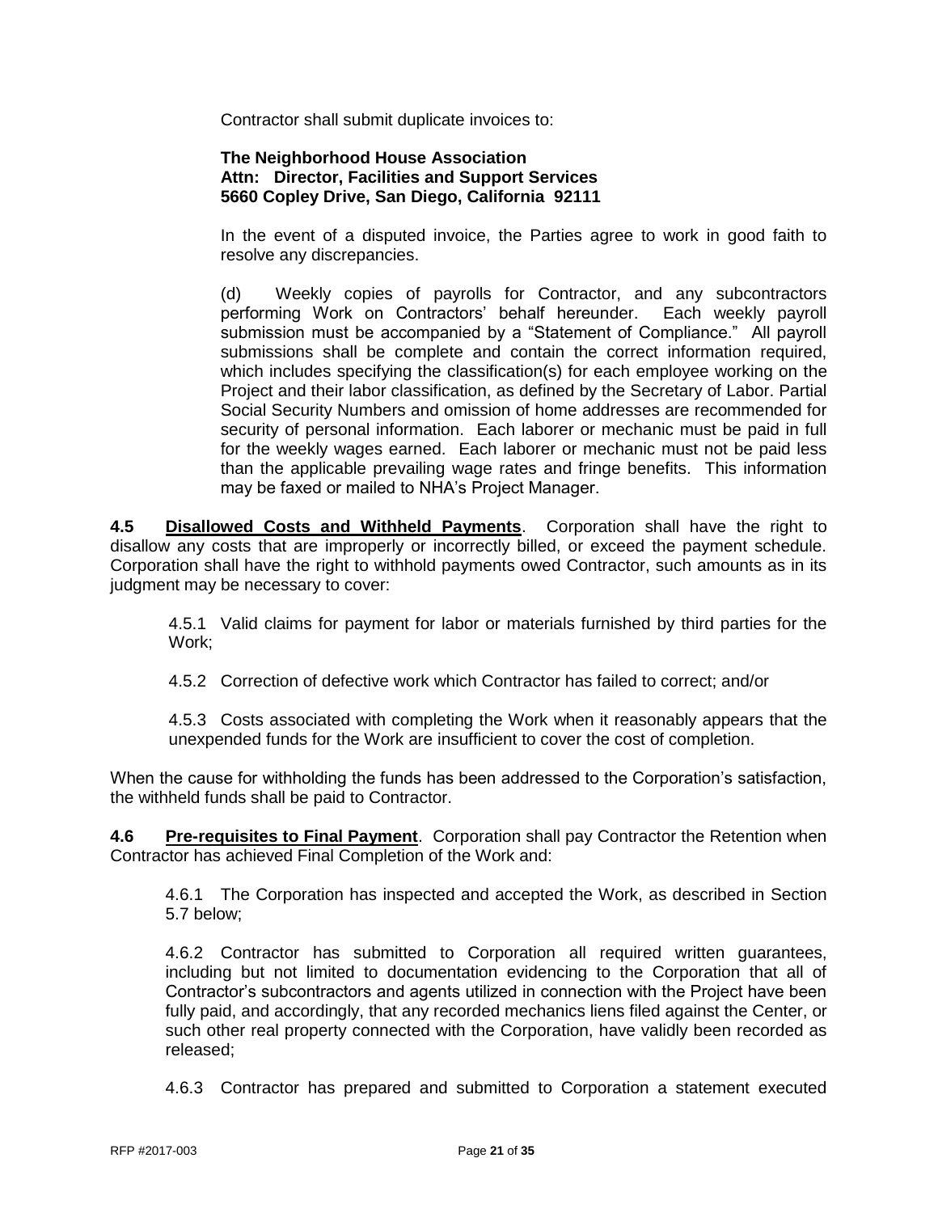Contractor shall submit duplicate invoices to:

**The Neighborhood House Association**
**Attn: Director, Facilities and Support Services**
**5660 Copley Drive, San Diego, California 92111**

In the event of a disputed invoice, the Parties agree to work in good faith to resolve any discrepancies.

(d) Weekly copies of payrolls for Contractor, and any subcontractors performing Work on Contractors' behalf hereunder. Each weekly payroll submission must be accompanied by a "Statement of Compliance." All payroll submissions shall be complete and contain the correct information required, which includes specifying the classification(s) for each employee working on the Project and their labor classification, as defined by the Secretary of Labor. Partial Social Security Numbers and omission of home addresses are recommended for security of personal information. Each laborer or mechanic must be paid in full for the weekly wages earned. Each laborer or mechanic must not be paid less than the applicable prevailing wage rates and fringe benefits. This information may be faxed or mailed to NHA's Project Manager.

**4.5 <u>Disallowed Costs and Withheld Payments</u>**. Corporation shall have the right to disallow any costs that are improperly or incorrectly billed, or exceed the payment schedule. Corporation shall have the right to withhold payments owed Contractor, such amounts as in its judgment may be necessary to cover:

4.5.1 Valid claims for payment for labor or materials furnished by third parties for the Work;

4.5.2 Correction of defective work which Contractor has failed to correct; and/or

4.5.3 Costs associated with completing the Work when it reasonably appears that the unexpended funds for the Work are insufficient to cover the cost of completion.

When the cause for withholding the funds has been addressed to the Corporation's satisfaction, the withheld funds shall be paid to Contractor.

**4.6 <u>Pre-requisites to Final Payment</u>**. Corporation shall pay Contractor the Retention when Contractor has achieved Final Completion of the Work and:

4.6.1 The Corporation has inspected and accepted the Work, as described in Section 5.7 below;

4.6.2 Contractor has submitted to Corporation all required written guarantees, including but not limited to documentation evidencing to the Corporation that all of Contractor's subcontractors and agents utilized in connection with the Project have been fully paid, and accordingly, that any recorded mechanics liens filed against the Center, or such other real property connected with the Corporation, have validly been recorded as released;

4.6.3 Contractor has prepared and submitted to Corporation a statement executed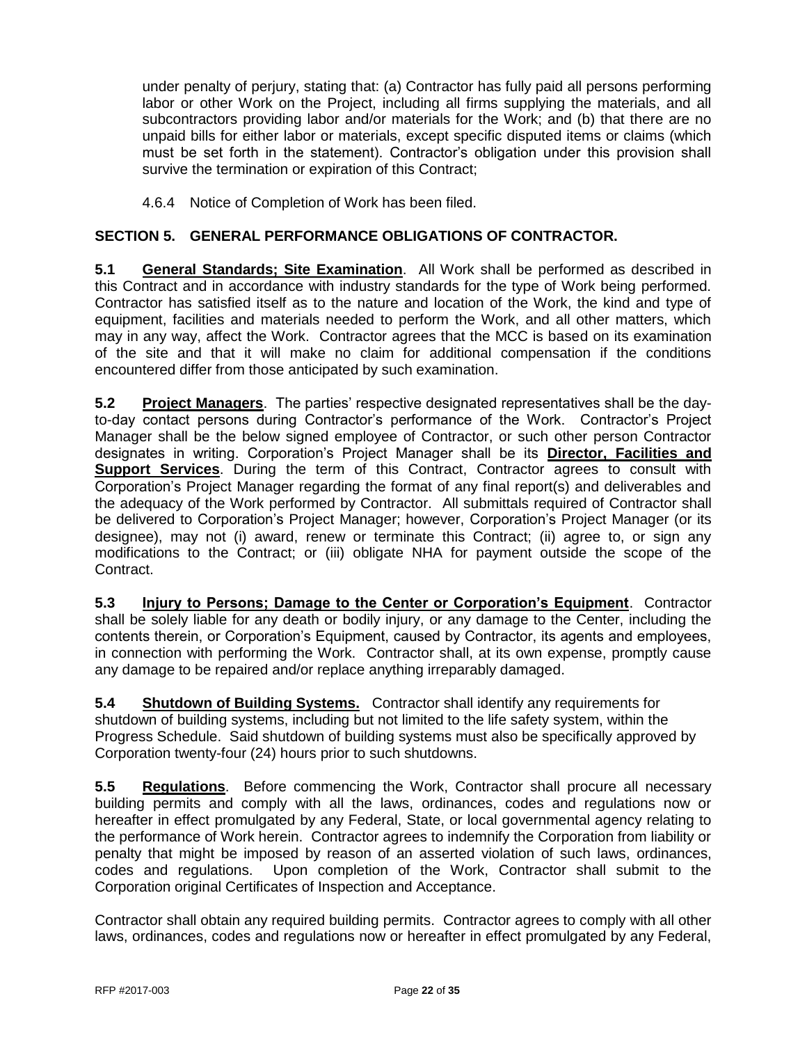under penalty of perjury, stating that: (a) Contractor has fully paid all persons performing labor or other Work on the Project, including all firms supplying the materials, and all subcontractors providing labor and/or materials for the Work; and (b) that there are no unpaid bills for either labor or materials, except specific disputed items or claims (which must be set forth in the statement). Contractor's obligation under this provision shall survive the termination or expiration of this Contract;

4.6.4 Notice of Completion of Work has been filed.

## SECTION 5. GENERAL PERFORMANCE OBLIGATIONS OF CONTRACTOR.

**5.1 General Standards; Site Examination**. All Work shall be performed as described in this Contract and in accordance with industry standards for the type of Work being performed. Contractor has satisfied itself as to the nature and location of the Work, the kind and type of equipment, facilities and materials needed to perform the Work, and all other matters, which may in any way, affect the Work. Contractor agrees that the MCC is based on its examination of the site and that it will make no claim for additional compensation if the conditions encountered differ from those anticipated by such examination.

**5.2 Project Managers**. The parties' respective designated representatives shall be the day-to-day contact persons during Contractor's performance of the Work. Contractor's Project Manager shall be the below signed employee of Contractor, or such other person Contractor designates in writing. Corporation's Project Manager shall be its **Director, Facilities and Support Services**. During the term of this Contract, Contractor agrees to consult with Corporation's Project Manager regarding the format of any final report(s) and deliverables and the adequacy of the Work performed by Contractor. All submittals required of Contractor shall be delivered to Corporation's Project Manager; however, Corporation's Project Manager (or its designee), may not (i) award, renew or terminate this Contract; (ii) agree to, or sign any modifications to the Contract; or (iii) obligate NHA for payment outside the scope of the Contract.

**5.3 Injury to Persons; Damage to the Center or Corporation's Equipment**. Contractor shall be solely liable for any death or bodily injury, or any damage to the Center, including the contents therein, or Corporation's Equipment, caused by Contractor, its agents and employees, in connection with performing the Work. Contractor shall, at its own expense, promptly cause any damage to be repaired and/or replace anything irreparably damaged.

**5.4 Shutdown of Building Systems.** Contractor shall identify any requirements for shutdown of building systems, including but not limited to the life safety system, within the Progress Schedule. Said shutdown of building systems must also be specifically approved by Corporation twenty-four (24) hours prior to such shutdowns.

**5.5 Regulations**. Before commencing the Work, Contractor shall procure all necessary building permits and comply with all the laws, ordinances, codes and regulations now or hereafter in effect promulgated by any Federal, State, or local governmental agency relating to the performance of Work herein. Contractor agrees to indemnify the Corporation from liability or penalty that might be imposed by reason of an asserted violation of such laws, ordinances, codes and regulations. Upon completion of the Work, Contractor shall submit to the Corporation original Certificates of Inspection and Acceptance.

Contractor shall obtain any required building permits. Contractor agrees to comply with all other laws, ordinances, codes and regulations now or hereafter in effect promulgated by any Federal,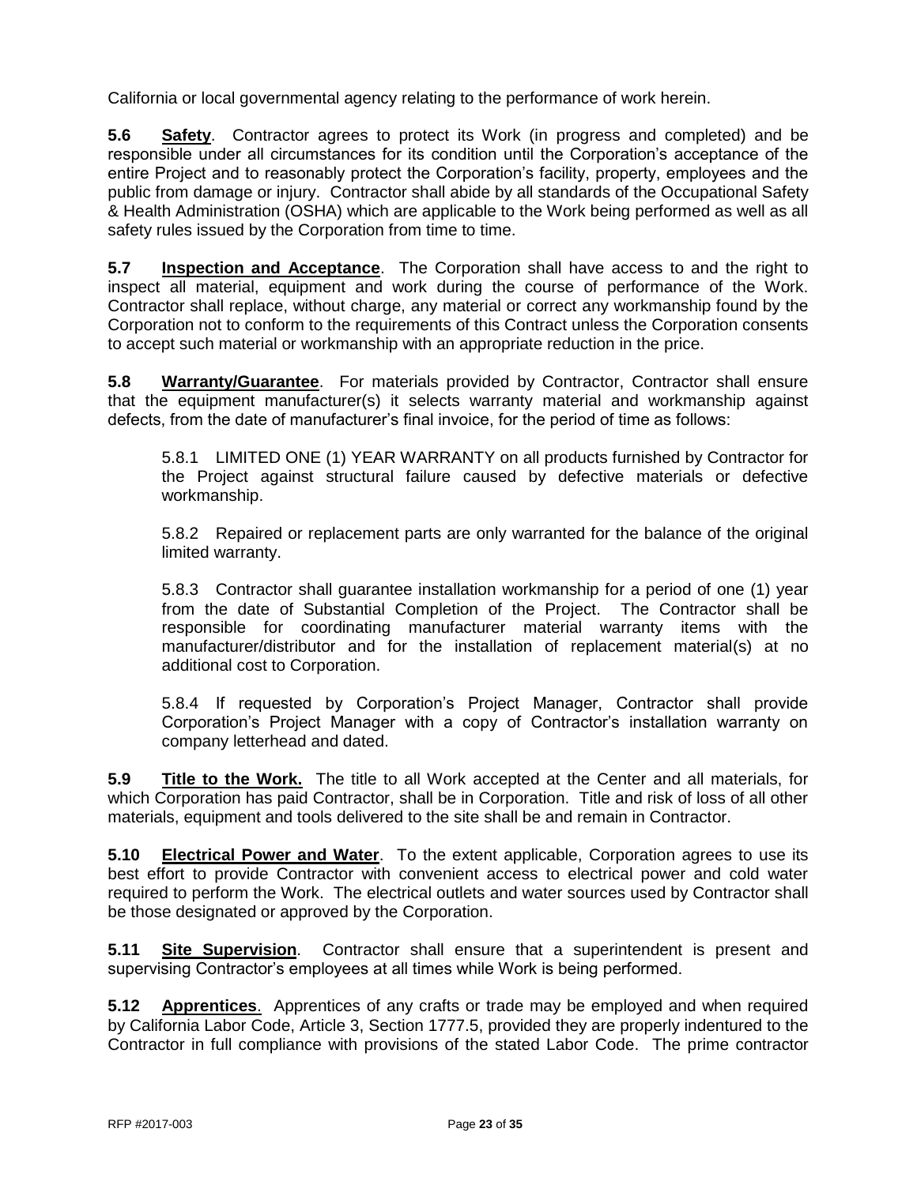California or local governmental agency relating to the performance of work herein.

**5.6 Safety**. Contractor agrees to protect its Work (in progress and completed) and be responsible under all circumstances for its condition until the Corporation's acceptance of the entire Project and to reasonably protect the Corporation's facility, property, employees and the public from damage or injury. Contractor shall abide by all standards of the Occupational Safety & Health Administration (OSHA) which are applicable to the Work being performed as well as all safety rules issued by the Corporation from time to time.

**5.7 Inspection and Acceptance**. The Corporation shall have access to and the right to inspect all material, equipment and work during the course of performance of the Work. Contractor shall replace, without charge, any material or correct any workmanship found by the Corporation not to conform to the requirements of this Contract unless the Corporation consents to accept such material or workmanship with an appropriate reduction in the price.

**5.8 Warranty/Guarantee**. For materials provided by Contractor, Contractor shall ensure that the equipment manufacturer(s) it selects warranty material and workmanship against defects, from the date of manufacturer's final invoice, for the period of time as follows:

5.8.1 LIMITED ONE (1) YEAR WARRANTY on all products furnished by Contractor for the Project against structural failure caused by defective materials or defective workmanship.

5.8.2 Repaired or replacement parts are only warranted for the balance of the original limited warranty.

5.8.3 Contractor shall guarantee installation workmanship for a period of one (1) year from the date of Substantial Completion of the Project. The Contractor shall be responsible for coordinating manufacturer material warranty items with the manufacturer/distributor and for the installation of replacement material(s) at no additional cost to Corporation.

5.8.4 If requested by Corporation's Project Manager, Contractor shall provide Corporation's Project Manager with a copy of Contractor's installation warranty on company letterhead and dated.

**5.9 Title to the Work.** The title to all Work accepted at the Center and all materials, for which Corporation has paid Contractor, shall be in Corporation. Title and risk of loss of all other materials, equipment and tools delivered to the site shall be and remain in Contractor.

**5.10 Electrical Power and Water**. To the extent applicable, Corporation agrees to use its best effort to provide Contractor with convenient access to electrical power and cold water required to perform the Work. The electrical outlets and water sources used by Contractor shall be those designated or approved by the Corporation.

**5.11 Site Supervision**. Contractor shall ensure that a superintendent is present and supervising Contractor's employees at all times while Work is being performed.

**5.12 Apprentices**. Apprentices of any crafts or trade may be employed and when required by California Labor Code, Article 3, Section 1777.5, provided they are properly indentured to the Contractor in full compliance with provisions of the stated Labor Code. The prime contractor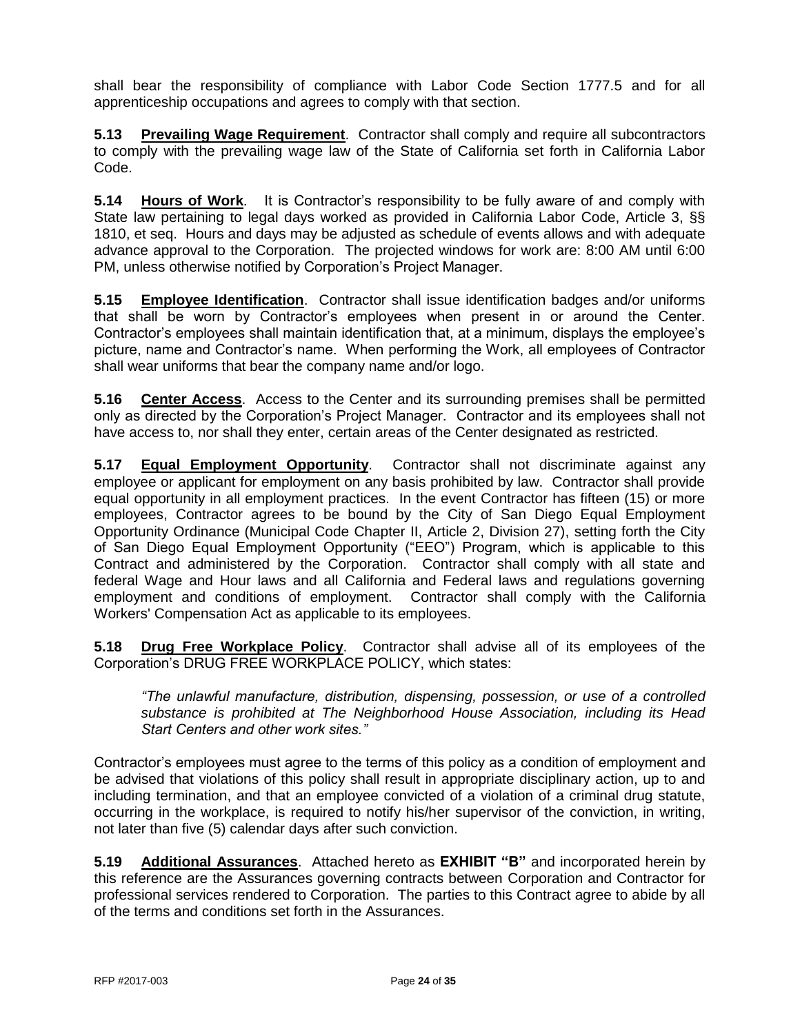shall bear the responsibility of compliance with Labor Code Section 1777.5 and for all apprenticeship occupations and agrees to comply with that section.

**5.13 Prevailing Wage Requirement**. Contractor shall comply and require all subcontractors to comply with the prevailing wage law of the State of California set forth in California Labor Code.

**5.14 Hours of Work**. It is Contractor's responsibility to be fully aware of and comply with State law pertaining to legal days worked as provided in California Labor Code, Article 3, §§ 1810, et seq. Hours and days may be adjusted as schedule of events allows and with adequate advance approval to the Corporation. The projected windows for work are: 8:00 AM until 6:00 PM, unless otherwise notified by Corporation's Project Manager.

**5.15 Employee Identification**. Contractor shall issue identification badges and/or uniforms that shall be worn by Contractor's employees when present in or around the Center. Contractor's employees shall maintain identification that, at a minimum, displays the employee's picture, name and Contractor's name. When performing the Work, all employees of Contractor shall wear uniforms that bear the company name and/or logo.

**5.16 Center Access**. Access to the Center and its surrounding premises shall be permitted only as directed by the Corporation's Project Manager. Contractor and its employees shall not have access to, nor shall they enter, certain areas of the Center designated as restricted.

**5.17 Equal Employment Opportunity**. Contractor shall not discriminate against any employee or applicant for employment on any basis prohibited by law. Contractor shall provide equal opportunity in all employment practices. In the event Contractor has fifteen (15) or more employees, Contractor agrees to be bound by the City of San Diego Equal Employment Opportunity Ordinance (Municipal Code Chapter II, Article 2, Division 27), setting forth the City of San Diego Equal Employment Opportunity ("EEO") Program, which is applicable to this Contract and administered by the Corporation. Contractor shall comply with all state and federal Wage and Hour laws and all California and Federal laws and regulations governing employment and conditions of employment. Contractor shall comply with the California Workers' Compensation Act as applicable to its employees.

**5.18 Drug Free Workplace Policy**. Contractor shall advise all of its employees of the Corporation's DRUG FREE WORKPLACE POLICY, which states:

> *"The unlawful manufacture, distribution, dispensing, possession, or use of a controlled substance is prohibited at The Neighborhood House Association, including its Head Start Centers and other work sites."*

Contractor's employees must agree to the terms of this policy as a condition of employment and be advised that violations of this policy shall result in appropriate disciplinary action, up to and including termination, and that an employee convicted of a violation of a criminal drug statute, occurring in the workplace, is required to notify his/her supervisor of the conviction, in writing, not later than five (5) calendar days after such conviction.

**5.19 Additional Assurances**. Attached hereto as **EXHIBIT "B"** and incorporated herein by this reference are the Assurances governing contracts between Corporation and Contractor for professional services rendered to Corporation. The parties to this Contract agree to abide by all of the terms and conditions set forth in the Assurances.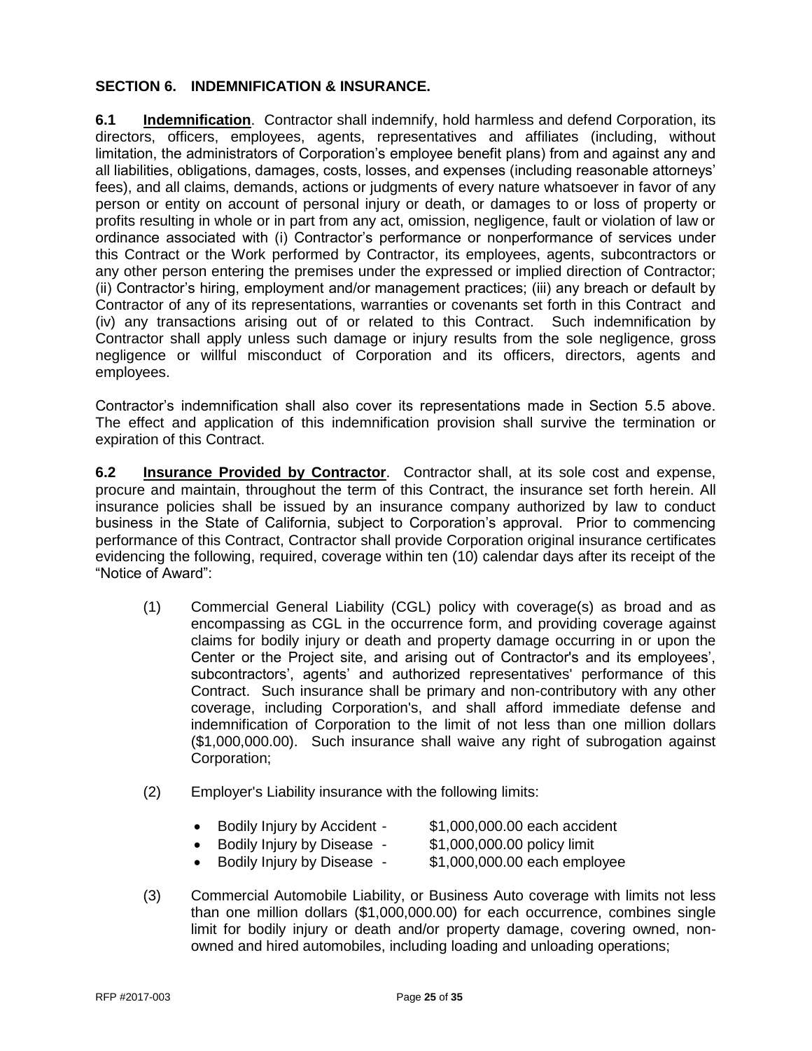## SECTION 6. INDEMNIFICATION & INSURANCE.

**6.1** **Indemnification**. Contractor shall indemnify, hold harmless and defend Corporation, its directors, officers, employees, agents, representatives and affiliates (including, without limitation, the administrators of Corporation's employee benefit plans) from and against any and all liabilities, obligations, damages, costs, losses, and expenses (including reasonable attorneys' fees), and all claims, demands, actions or judgments of every nature whatsoever in favor of any person or entity on account of personal injury or death, or damages to or loss of property or profits resulting in whole or in part from any act, omission, negligence, fault or violation of law or ordinance associated with (i) Contractor's performance or nonperformance of services under this Contract or the Work performed by Contractor, its employees, agents, subcontractors or any other person entering the premises under the expressed or implied direction of Contractor; (ii) Contractor's hiring, employment and/or management practices; (iii) any breach or default by Contractor of any of its representations, warranties or covenants set forth in this Contract and (iv) any transactions arising out of or related to this Contract. Such indemnification by Contractor shall apply unless such damage or injury results from the sole negligence, gross negligence or willful misconduct of Corporation and its officers, directors, agents and employees.

Contractor's indemnification shall also cover its representations made in Section 5.5 above. The effect and application of this indemnification provision shall survive the termination or expiration of this Contract.

**6.2** **Insurance Provided by Contractor**. Contractor shall, at its sole cost and expense, procure and maintain, throughout the term of this Contract, the insurance set forth herein. All insurance policies shall be issued by an insurance company authorized by law to conduct business in the State of California, subject to Corporation's approval. Prior to commencing performance of this Contract, Contractor shall provide Corporation original insurance certificates evidencing the following, required, coverage within ten (10) calendar days after its receipt of the "Notice of Award":

(1) Commercial General Liability (CGL) policy with coverage(s) as broad and as encompassing as CGL in the occurrence form, and providing coverage against claims for bodily injury or death and property damage occurring in or upon the Center or the Project site, and arising out of Contractor's and its employees', subcontractors', agents' and authorized representatives' performance of this Contract. Such insurance shall be primary and non-contributory with any other coverage, including Corporation's, and shall afford immediate defense and indemnification of Corporation to the limit of not less than one million dollars ($1,000,000.00). Such insurance shall waive any right of subrogation against Corporation;

(2) Employer's Liability insurance with the following limits:

- Bodily Injury by Accident - $1,000,000.00 each accident
- Bodily Injury by Disease - $1,000,000.00 policy limit
- Bodily Injury by Disease - $1,000,000.00 each employee

(3) Commercial Automobile Liability, or Business Auto coverage with limits not less than one million dollars ($1,000,000.00) for each occurrence, combines single limit for bodily injury or death and/or property damage, covering owned, non-owned and hired automobiles, including loading and unloading operations;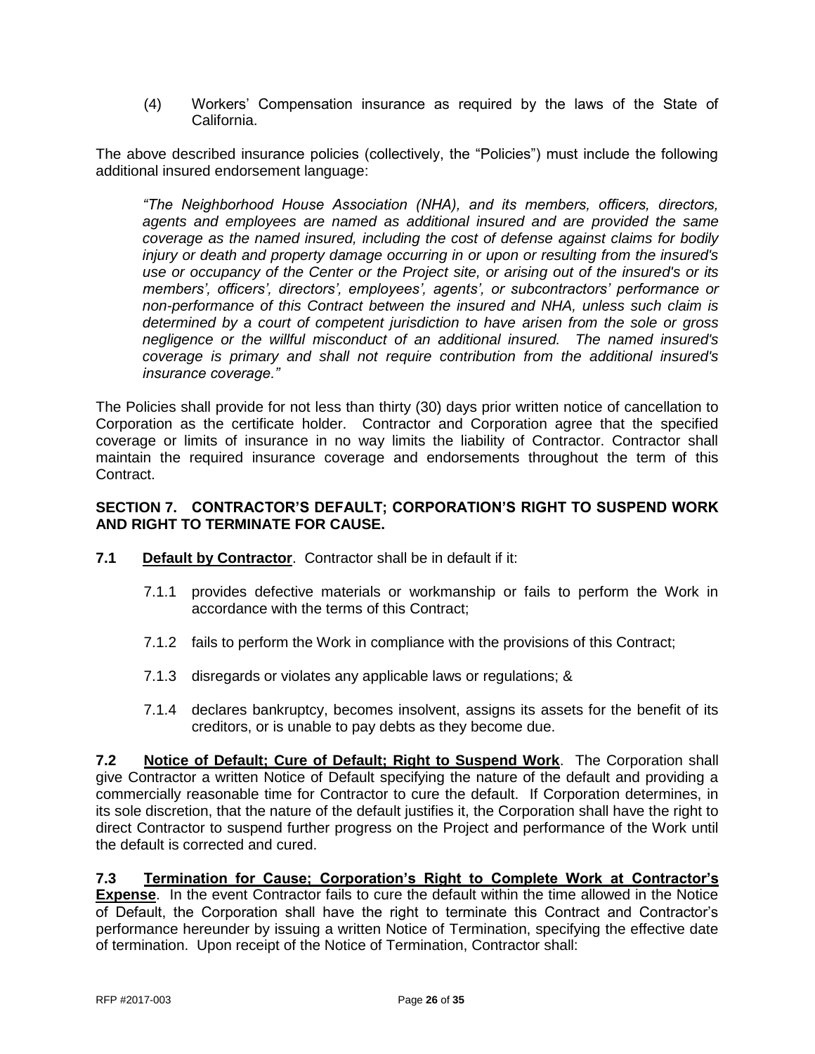(4) Workers' Compensation insurance as required by the laws of the State of California.

The above described insurance policies (collectively, the "Policies") must include the following additional insured endorsement language:

*"The Neighborhood House Association (NHA), and its members, officers, directors, agents and employees are named as additional insured and are provided the same coverage as the named insured, including the cost of defense against claims for bodily injury or death and property damage occurring in or upon or resulting from the insured's use or occupancy of the Center or the Project site, or arising out of the insured's or its members', officers', directors', employees', agents', or subcontractors' performance or non-performance of this Contract between the insured and NHA, unless such claim is determined by a court of competent jurisdiction to have arisen from the sole or gross negligence or the willful misconduct of an additional insured. The named insured's coverage is primary and shall not require contribution from the additional insured's insurance coverage."*

The Policies shall provide for not less than thirty (30) days prior written notice of cancellation to Corporation as the certificate holder. Contractor and Corporation agree that the specified coverage or limits of insurance in no way limits the liability of Contractor. Contractor shall maintain the required insurance coverage and endorsements throughout the term of this Contract.

## SECTION 7. CONTRACTOR'S DEFAULT; CORPORATION'S RIGHT TO SUSPEND WORK AND RIGHT TO TERMINATE FOR CAUSE.

**7.1 <u>Default by Contractor</u>**. Contractor shall be in default if it:

7.1.1 provides defective materials or workmanship or fails to perform the Work in accordance with the terms of this Contract;

7.1.2 fails to perform the Work in compliance with the provisions of this Contract;

7.1.3 disregards or violates any applicable laws or regulations; &

7.1.4 declares bankruptcy, becomes insolvent, assigns its assets for the benefit of its creditors, or is unable to pay debts as they become due.

**7.2 <u>Notice of Default; Cure of Default; Right to Suspend Work</u>**. The Corporation shall give Contractor a written Notice of Default specifying the nature of the default and providing a commercially reasonable time for Contractor to cure the default. If Corporation determines, in its sole discretion, that the nature of the default justifies it, the Corporation shall have the right to direct Contractor to suspend further progress on the Project and performance of the Work until the default is corrected and cured.

**7.3 <u>Termination for Cause; Corporation's Right to Complete Work at Contractor's Expense</u>**. In the event Contractor fails to cure the default within the time allowed in the Notice of Default, the Corporation shall have the right to terminate this Contract and Contractor's performance hereunder by issuing a written Notice of Termination, specifying the effective date of termination. Upon receipt of the Notice of Termination, Contractor shall: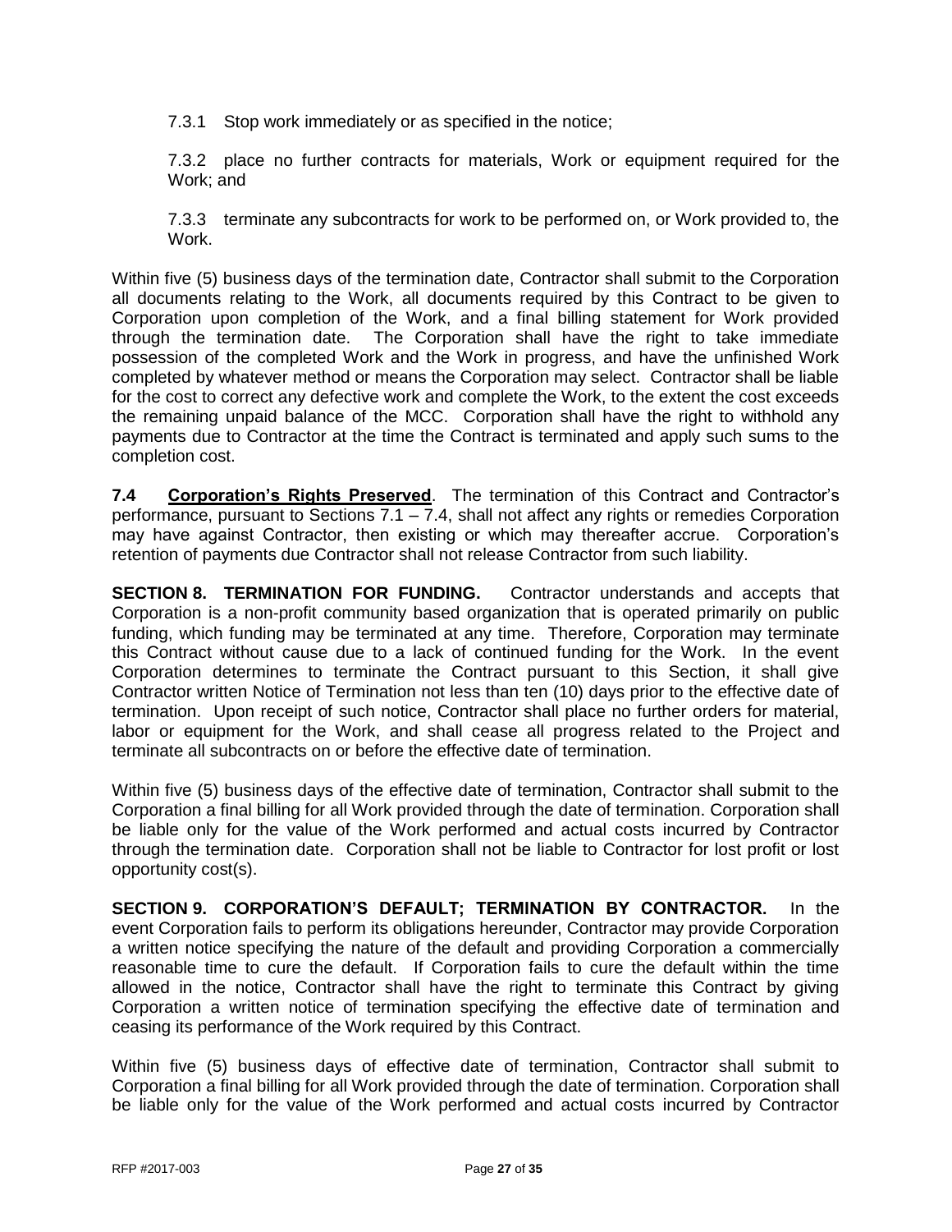7.3.1 Stop work immediately or as specified in the notice;

7.3.2 place no further contracts for materials, Work or equipment required for the Work; and

7.3.3 terminate any subcontracts for work to be performed on, or Work provided to, the Work.

Within five (5) business days of the termination date, Contractor shall submit to the Corporation all documents relating to the Work, all documents required by this Contract to be given to Corporation upon completion of the Work, and a final billing statement for Work provided through the termination date. The Corporation shall have the right to take immediate possession of the completed Work and the Work in progress, and have the unfinished Work completed by whatever method or means the Corporation may select. Contractor shall be liable for the cost to correct any defective work and complete the Work, to the extent the cost exceeds the remaining unpaid balance of the MCC. Corporation shall have the right to withhold any payments due to Contractor at the time the Contract is terminated and apply such sums to the completion cost.

**7.4 Corporation's Rights Preserved**. The termination of this Contract and Contractor's performance, pursuant to Sections 7.1 – 7.4, shall not affect any rights or remedies Corporation may have against Contractor, then existing or which may thereafter accrue. Corporation's retention of payments due Contractor shall not release Contractor from such liability.

**SECTION 8. TERMINATION FOR FUNDING.** Contractor understands and accepts that Corporation is a non-profit community based organization that is operated primarily on public funding, which funding may be terminated at any time. Therefore, Corporation may terminate this Contract without cause due to a lack of continued funding for the Work. In the event Corporation determines to terminate the Contract pursuant to this Section, it shall give Contractor written Notice of Termination not less than ten (10) days prior to the effective date of termination. Upon receipt of such notice, Contractor shall place no further orders for material, labor or equipment for the Work, and shall cease all progress related to the Project and terminate all subcontracts on or before the effective date of termination.

Within five (5) business days of the effective date of termination, Contractor shall submit to the Corporation a final billing for all Work provided through the date of termination. Corporation shall be liable only for the value of the Work performed and actual costs incurred by Contractor through the termination date. Corporation shall not be liable to Contractor for lost profit or lost opportunity cost(s).

**SECTION 9. CORPORATION'S DEFAULT; TERMINATION BY CONTRACTOR.** In the event Corporation fails to perform its obligations hereunder, Contractor may provide Corporation a written notice specifying the nature of the default and providing Corporation a commercially reasonable time to cure the default. If Corporation fails to cure the default within the time allowed in the notice, Contractor shall have the right to terminate this Contract by giving Corporation a written notice of termination specifying the effective date of termination and ceasing its performance of the Work required by this Contract.

Within five (5) business days of effective date of termination, Contractor shall submit to Corporation a final billing for all Work provided through the date of termination. Corporation shall be liable only for the value of the Work performed and actual costs incurred by Contractor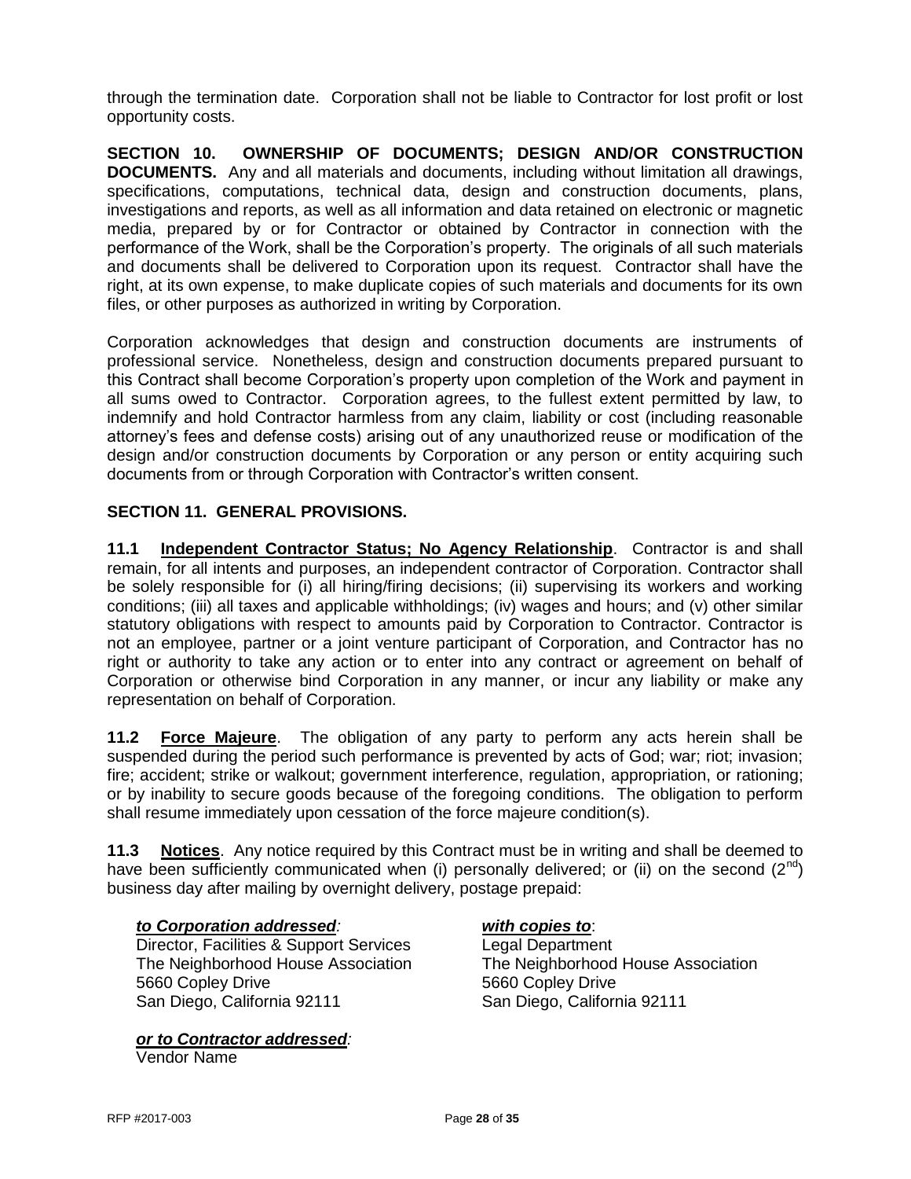through the termination date. Corporation shall not be liable to Contractor for lost profit or lost opportunity costs.

**SECTION 10. OWNERSHIP OF DOCUMENTS; DESIGN AND/OR CONSTRUCTION DOCUMENTS.** Any and all materials and documents, including without limitation all drawings, specifications, computations, technical data, design and construction documents, plans, investigations and reports, as well as all information and data retained on electronic or magnetic media, prepared by or for Contractor or obtained by Contractor in connection with the performance of the Work, shall be the Corporation's property. The originals of all such materials and documents shall be delivered to Corporation upon its request. Contractor shall have the right, at its own expense, to make duplicate copies of such materials and documents for its own files, or other purposes as authorized in writing by Corporation.

Corporation acknowledges that design and construction documents are instruments of professional service. Nonetheless, design and construction documents prepared pursuant to this Contract shall become Corporation's property upon completion of the Work and payment in all sums owed to Contractor. Corporation agrees, to the fullest extent permitted by law, to indemnify and hold Contractor harmless from any claim, liability or cost (including reasonable attorney's fees and defense costs) arising out of any unauthorized reuse or modification of the design and/or construction documents by Corporation or any person or entity acquiring such documents from or through Corporation with Contractor's written consent.

**SECTION 11. GENERAL PROVISIONS.**

**11.1 <u>Independent Contractor Status; No Agency Relationship</u>**. Contractor is and shall remain, for all intents and purposes, an independent contractor of Corporation. Contractor shall be solely responsible for (i) all hiring/firing decisions; (ii) supervising its workers and working conditions; (iii) all taxes and applicable withholdings; (iv) wages and hours; and (v) other similar statutory obligations with respect to amounts paid by Corporation to Contractor. Contractor is not an employee, partner or a joint venture participant of Corporation, and Contractor has no right or authority to take any action or to enter into any contract or agreement on behalf of Corporation or otherwise bind Corporation in any manner, or incur any liability or make any representation on behalf of Corporation.

**11.2 <u>Force Majeure</u>**. The obligation of any party to perform any acts herein shall be suspended during the period such performance is prevented by acts of God; war; riot; invasion; fire; accident; strike or walkout; government interference, regulation, appropriation, or rationing; or by inability to secure goods because of the foregoing conditions. The obligation to perform shall resume immediately upon cessation of the force majeure condition(s).

**11.3 <u>Notices</u>**. Any notice required by this Contract must be in writing and shall be deemed to have been sufficiently communicated when (i) personally delivered; or (ii) on the second (2nd) business day after mailing by overnight delivery, postage prepaid:

***<u>to Corporation addressed</u>:***
Director, Facilities & Support Services
The Neighborhood House Association
5660 Copley Drive
San Diego, California 92111

***<u>with copies to</u>***:
Legal Department
The Neighborhood House Association
5660 Copley Drive
San Diego, California 92111

***<u>or to Contractor addressed</u>:***
Vendor Name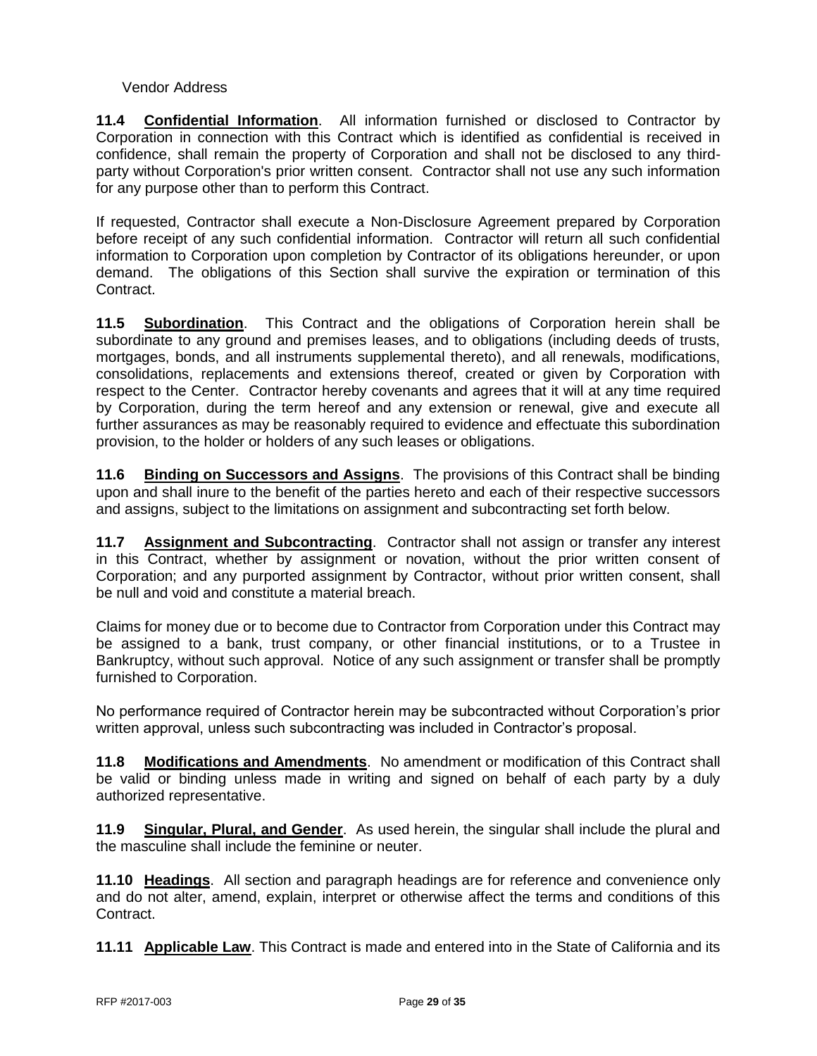Vendor Address

**11.4 Confidential Information**. All information furnished or disclosed to Contractor by Corporation in connection with this Contract which is identified as confidential is received in confidence, shall remain the property of Corporation and shall not be disclosed to any third-party without Corporation's prior written consent. Contractor shall not use any such information for any purpose other than to perform this Contract.

If requested, Contractor shall execute a Non-Disclosure Agreement prepared by Corporation before receipt of any such confidential information. Contractor will return all such confidential information to Corporation upon completion by Contractor of its obligations hereunder, or upon demand. The obligations of this Section shall survive the expiration or termination of this Contract.

**11.5 Subordination**. This Contract and the obligations of Corporation herein shall be subordinate to any ground and premises leases, and to obligations (including deeds of trusts, mortgages, bonds, and all instruments supplemental thereto), and all renewals, modifications, consolidations, replacements and extensions thereof, created or given by Corporation with respect to the Center. Contractor hereby covenants and agrees that it will at any time required by Corporation, during the term hereof and any extension or renewal, give and execute all further assurances as may be reasonably required to evidence and effectuate this subordination provision, to the holder or holders of any such leases or obligations.

**11.6 Binding on Successors and Assigns**. The provisions of this Contract shall be binding upon and shall inure to the benefit of the parties hereto and each of their respective successors and assigns, subject to the limitations on assignment and subcontracting set forth below.

**11.7 Assignment and Subcontracting**. Contractor shall not assign or transfer any interest in this Contract, whether by assignment or novation, without the prior written consent of Corporation; and any purported assignment by Contractor, without prior written consent, shall be null and void and constitute a material breach.

Claims for money due or to become due to Contractor from Corporation under this Contract may be assigned to a bank, trust company, or other financial institutions, or to a Trustee in Bankruptcy, without such approval. Notice of any such assignment or transfer shall be promptly furnished to Corporation.

No performance required of Contractor herein may be subcontracted without Corporation's prior written approval, unless such subcontracting was included in Contractor's proposal.

**11.8 Modifications and Amendments**. No amendment or modification of this Contract shall be valid or binding unless made in writing and signed on behalf of each party by a duly authorized representative.

**11.9 Singular, Plural, and Gender**. As used herein, the singular shall include the plural and the masculine shall include the feminine or neuter.

**11.10 Headings**. All section and paragraph headings are for reference and convenience only and do not alter, amend, explain, interpret or otherwise affect the terms and conditions of this Contract.

**11.11 Applicable Law**. This Contract is made and entered into in the State of California and its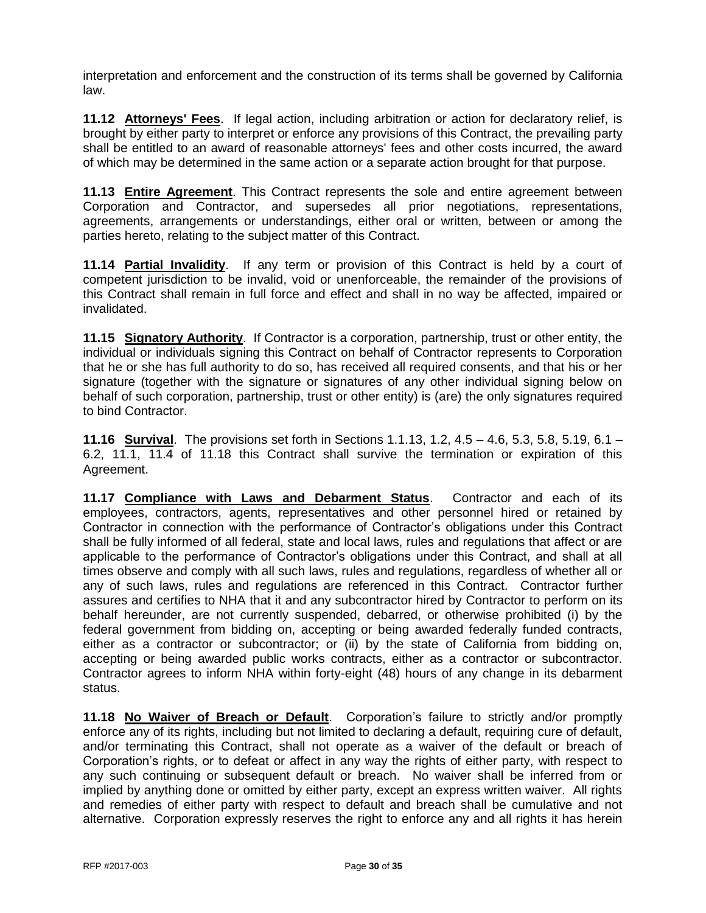interpretation and enforcement and the construction of its terms shall be governed by California law.

**11.12 Attorneys' Fees**. If legal action, including arbitration or action for declaratory relief, is brought by either party to interpret or enforce any provisions of this Contract, the prevailing party shall be entitled to an award of reasonable attorneys' fees and other costs incurred, the award of which may be determined in the same action or a separate action brought for that purpose.

**11.13 Entire Agreement**. This Contract represents the sole and entire agreement between Corporation and Contractor, and supersedes all prior negotiations, representations, agreements, arrangements or understandings, either oral or written, between or among the parties hereto, relating to the subject matter of this Contract.

**11.14 Partial Invalidity**. If any term or provision of this Contract is held by a court of competent jurisdiction to be invalid, void or unenforceable, the remainder of the provisions of this Contract shall remain in full force and effect and shall in no way be affected, impaired or invalidated.

**11.15 Signatory Authority**. If Contractor is a corporation, partnership, trust or other entity, the individual or individuals signing this Contract on behalf of Contractor represents to Corporation that he or she has full authority to do so, has received all required consents, and that his or her signature (together with the signature or signatures of any other individual signing below on behalf of such corporation, partnership, trust or other entity) is (are) the only signatures required to bind Contractor.

**11.16 Survival**. The provisions set forth in Sections 1.1.13, 1.2, 4.5 – 4.6, 5.3, 5.8, 5.19, 6.1 – 6.2, 11.1, 11.4 of 11.18 this Contract shall survive the termination or expiration of this Agreement.

**11.17 Compliance with Laws and Debarment Status**. Contractor and each of its employees, contractors, agents, representatives and other personnel hired or retained by Contractor in connection with the performance of Contractor's obligations under this Contract shall be fully informed of all federal, state and local laws, rules and regulations that affect or are applicable to the performance of Contractor's obligations under this Contract, and shall at all times observe and comply with all such laws, rules and regulations, regardless of whether all or any of such laws, rules and regulations are referenced in this Contract. Contractor further assures and certifies to NHA that it and any subcontractor hired by Contractor to perform on its behalf hereunder, are not currently suspended, debarred, or otherwise prohibited (i) by the federal government from bidding on, accepting or being awarded federally funded contracts, either as a contractor or subcontractor; or (ii) by the state of California from bidding on, accepting or being awarded public works contracts, either as a contractor or subcontractor. Contractor agrees to inform NHA within forty-eight (48) hours of any change in its debarment status.

**11.18 No Waiver of Breach or Default**. Corporation's failure to strictly and/or promptly enforce any of its rights, including but not limited to declaring a default, requiring cure of default, and/or terminating this Contract, shall not operate as a waiver of the default or breach of Corporation's rights, or to defeat or affect in any way the rights of either party, with respect to any such continuing or subsequent default or breach. No waiver shall be inferred from or implied by anything done or omitted by either party, except an express written waiver. All rights and remedies of either party with respect to default and breach shall be cumulative and not alternative. Corporation expressly reserves the right to enforce any and all rights it has herein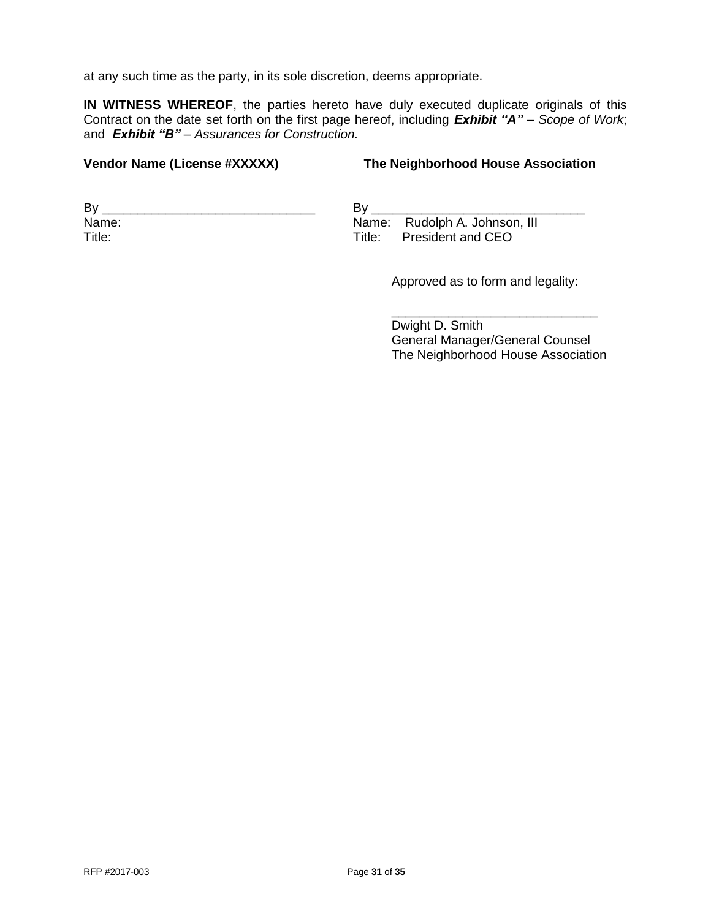at any such time as the party, in its sole discretion, deems appropriate.

**IN WITNESS WHEREOF**, the parties hereto have duly executed duplicate originals of this Contract on the date set forth on the first page hereof, including ***Exhibit "A"*** – *Scope of Work*; and ***Exhibit "B"*** – *Assurances for Construction.*

| **Vendor Name (License #XXXXX)** | **The Neighborhood House Association** |
|---|---|
| By ______________________________ | By ______________________________ |
| Name: | Name: Rudolph A. Johnson, III |
| Title: | Title: President and CEO |

Approved as to form and legality:

______________________________
Dwight D. Smith
General Manager/General Counsel
The Neighborhood House Association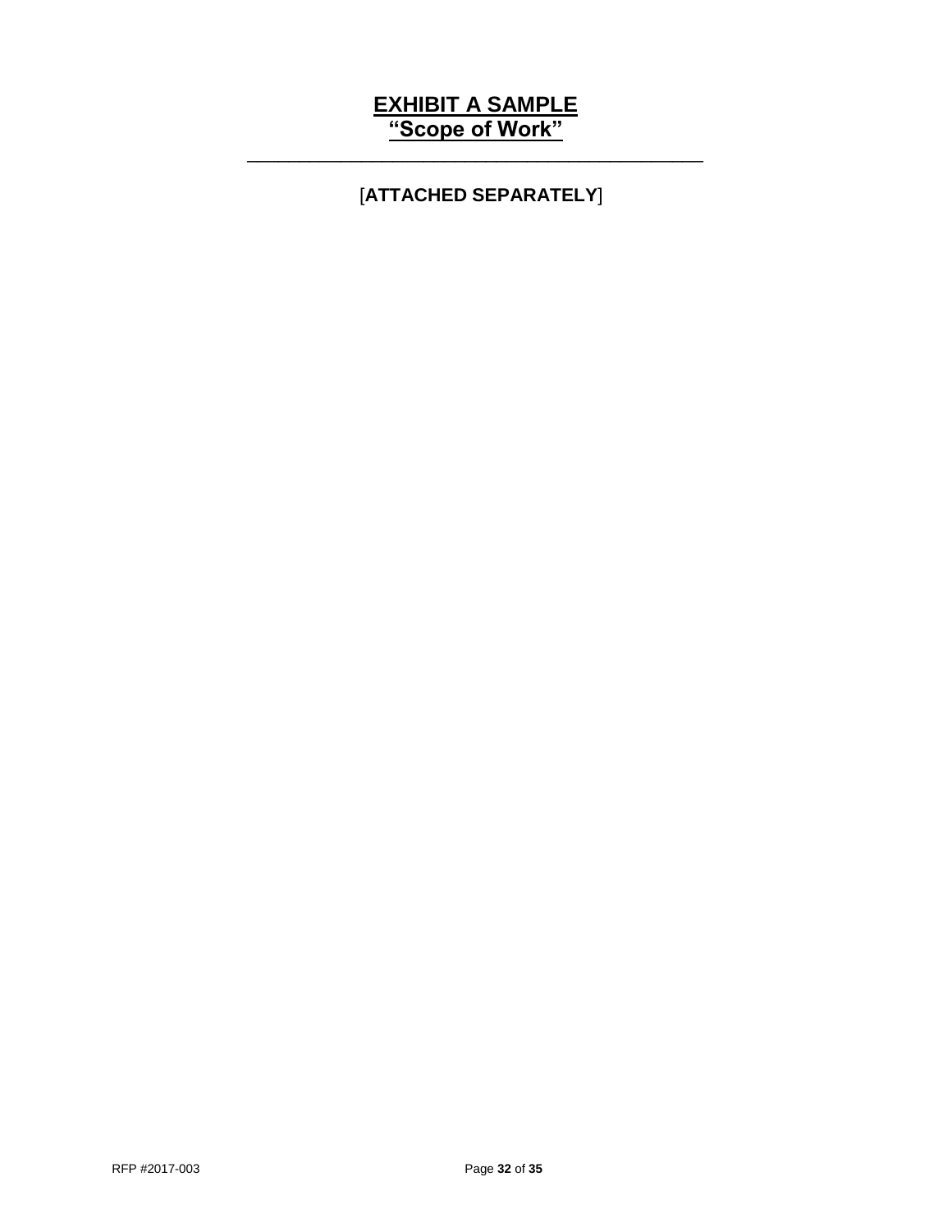# EXHIBIT A SAMPLE
## "Scope of Work"

---

[**ATTACHED SEPARATELY**]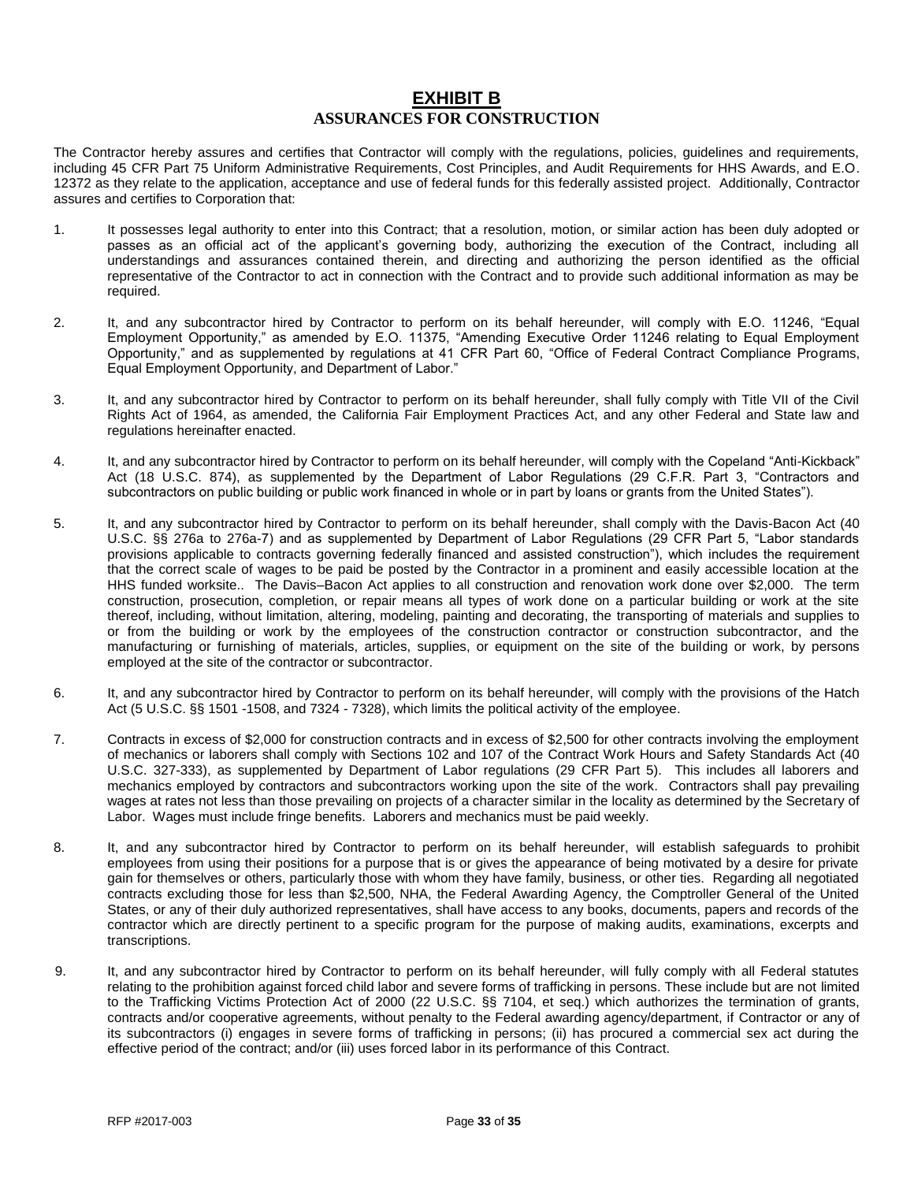# EXHIBIT B

## ASSURANCES FOR CONSTRUCTION

The Contractor hereby assures and certifies that Contractor will comply with the regulations, policies, guidelines and requirements, including 45 CFR Part 75 Uniform Administrative Requirements, Cost Principles, and Audit Requirements for HHS Awards, and E.O. 12372 as they relate to the application, acceptance and use of federal funds for this federally assisted project. Additionally, Contractor assures and certifies to Corporation that:

1. It possesses legal authority to enter into this Contract; that a resolution, motion, or similar action has been duly adopted or passes as an official act of the applicant's governing body, authorizing the execution of the Contract, including all understandings and assurances contained therein, and directing and authorizing the person identified as the official representative of the Contractor to act in connection with the Contract and to provide such additional information as may be required.

2. It, and any subcontractor hired by Contractor to perform on its behalf hereunder, will comply with E.O. 11246, "Equal Employment Opportunity," as amended by E.O. 11375, "Amending Executive Order 11246 relating to Equal Employment Opportunity," and as supplemented by regulations at 41 CFR Part 60, "Office of Federal Contract Compliance Programs, Equal Employment Opportunity, and Department of Labor."

3. It, and any subcontractor hired by Contractor to perform on its behalf hereunder, shall fully comply with Title VII of the Civil Rights Act of 1964, as amended, the California Fair Employment Practices Act, and any other Federal and State law and regulations hereinafter enacted.

4. It, and any subcontractor hired by Contractor to perform on its behalf hereunder, will comply with the Copeland "Anti-Kickback" Act (18 U.S.C. 874), as supplemented by the Department of Labor Regulations (29 C.F.R. Part 3, "Contractors and subcontractors on public building or public work financed in whole or in part by loans or grants from the United States").

5. It, and any subcontractor hired by Contractor to perform on its behalf hereunder, shall comply with the Davis-Bacon Act (40 U.S.C. §§ 276a to 276a-7) and as supplemented by Department of Labor Regulations (29 CFR Part 5, "Labor standards provisions applicable to contracts governing federally financed and assisted construction"), which includes the requirement that the correct scale of wages to be paid be posted by the Contractor in a prominent and easily accessible location at the HHS funded worksite.. The Davis–Bacon Act applies to all construction and renovation work done over $2,000. The term construction, prosecution, completion, or repair means all types of work done on a particular building or work at the site thereof, including, without limitation, altering, modeling, painting and decorating, the transporting of materials and supplies to or from the building or work by the employees of the construction contractor or construction subcontractor, and the manufacturing or furnishing of materials, articles, supplies, or equipment on the site of the building or work, by persons employed at the site of the contractor or subcontractor.

6. It, and any subcontractor hired by Contractor to perform on its behalf hereunder, will comply with the provisions of the Hatch Act (5 U.S.C. §§ 1501 -1508, and 7324 - 7328), which limits the political activity of the employee.

7. Contracts in excess of $2,000 for construction contracts and in excess of $2,500 for other contracts involving the employment of mechanics or laborers shall comply with Sections 102 and 107 of the Contract Work Hours and Safety Standards Act (40 U.S.C. 327-333), as supplemented by Department of Labor regulations (29 CFR Part 5). This includes all laborers and mechanics employed by contractors and subcontractors working upon the site of the work. Contractors shall pay prevailing wages at rates not less than those prevailing on projects of a character similar in the locality as determined by the Secretary of Labor. Wages must include fringe benefits. Laborers and mechanics must be paid weekly.

8. It, and any subcontractor hired by Contractor to perform on its behalf hereunder, will establish safeguards to prohibit employees from using their positions for a purpose that is or gives the appearance of being motivated by a desire for private gain for themselves or others, particularly those with whom they have family, business, or other ties. Regarding all negotiated contracts excluding those for less than $2,500, NHA, the Federal Awarding Agency, the Comptroller General of the United States, or any of their duly authorized representatives, shall have access to any books, documents, papers and records of the contractor which are directly pertinent to a specific program for the purpose of making audits, examinations, excerpts and transcriptions.

9. It, and any subcontractor hired by Contractor to perform on its behalf hereunder, will fully comply with all Federal statutes relating to the prohibition against forced child labor and severe forms of trafficking in persons. These include but are not limited to the Trafficking Victims Protection Act of 2000 (22 U.S.C. §§ 7104, et seq.) which authorizes the termination of grants, contracts and/or cooperative agreements, without penalty to the Federal awarding agency/department, if Contractor or any of its subcontractors (i) engages in severe forms of trafficking in persons; (ii) has procured a commercial sex act during the effective period of the contract; and/or (iii) uses forced labor in its performance of this Contract.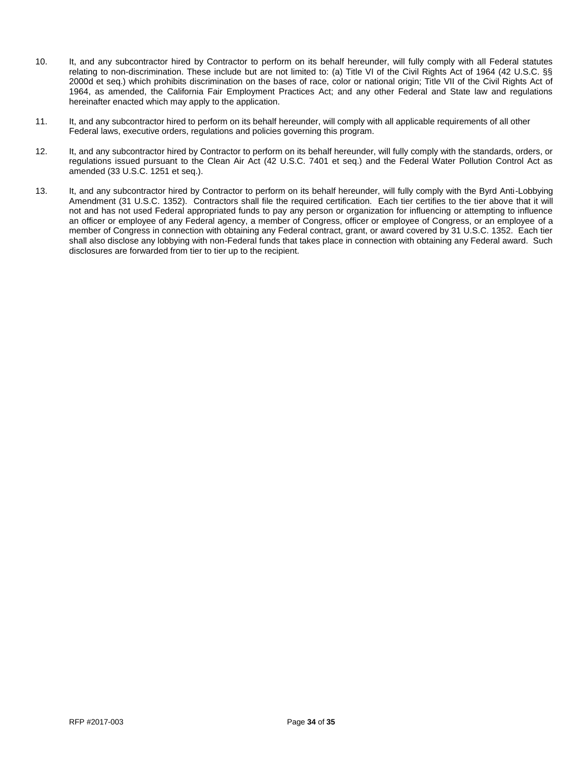10. It, and any subcontractor hired by Contractor to perform on its behalf hereunder, will fully comply with all Federal statutes relating to non-discrimination. These include but are not limited to: (a) Title VI of the Civil Rights Act of 1964 (42 U.S.C. §§ 2000d et seq.) which prohibits discrimination on the bases of race, color or national origin; Title VII of the Civil Rights Act of 1964, as amended, the California Fair Employment Practices Act; and any other Federal and State law and regulations hereinafter enacted which may apply to the application.

11. It, and any subcontractor hired to perform on its behalf hereunder, will comply with all applicable requirements of all other Federal laws, executive orders, regulations and policies governing this program.

12. It, and any subcontractor hired by Contractor to perform on its behalf hereunder, will fully comply with the standards, orders, or regulations issued pursuant to the Clean Air Act (42 U.S.C. 7401 et seq.) and the Federal Water Pollution Control Act as amended (33 U.S.C. 1251 et seq.).

13. It, and any subcontractor hired by Contractor to perform on its behalf hereunder, will fully comply with the Byrd Anti-Lobbying Amendment (31 U.S.C. 1352). Contractors shall file the required certification. Each tier certifies to the tier above that it will not and has not used Federal appropriated funds to pay any person or organization for influencing or attempting to influence an officer or employee of any Federal agency, a member of Congress, officer or employee of Congress, or an employee of a member of Congress in connection with obtaining any Federal contract, grant, or award covered by 31 U.S.C. 1352. Each tier shall also disclose any lobbying with non-Federal funds that takes place in connection with obtaining any Federal award. Such disclosures are forwarded from tier to tier up to the recipient.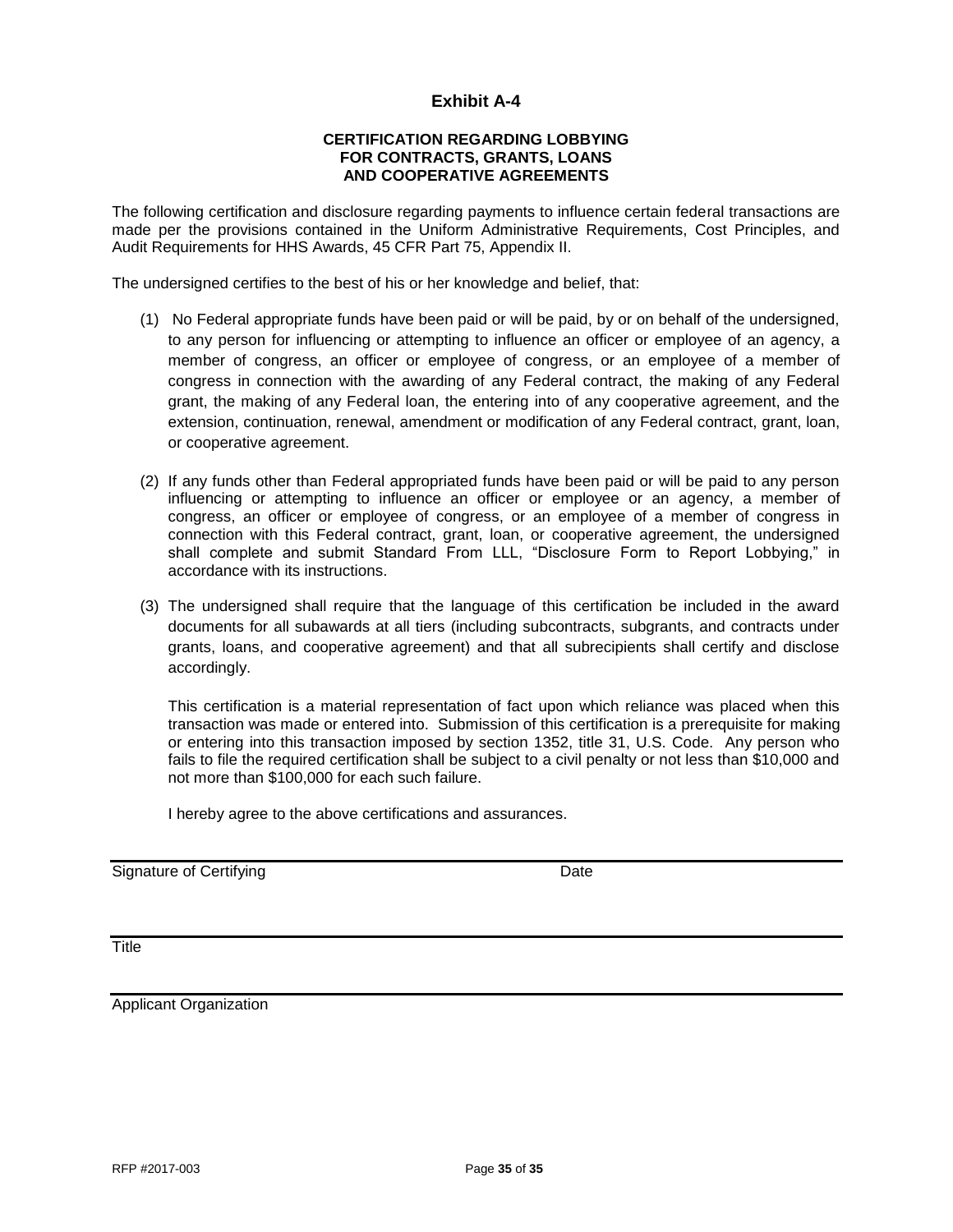## Exhibit A-4

**CERTIFICATION REGARDING LOBBYING FOR CONTRACTS, GRANTS, LOANS AND COOPERATIVE AGREEMENTS**

The following certification and disclosure regarding payments to influence certain federal transactions are made per the provisions contained in the Uniform Administrative Requirements, Cost Principles, and Audit Requirements for HHS Awards, 45 CFR Part 75, Appendix II.

The undersigned certifies to the best of his or her knowledge and belief, that:

(1) No Federal appropriate funds have been paid or will be paid, by or on behalf of the undersigned, to any person for influencing or attempting to influence an officer or employee of an agency, a member of congress, an officer or employee of congress, or an employee of a member of congress in connection with the awarding of any Federal contract, the making of any Federal grant, the making of any Federal loan, the entering into of any cooperative agreement, and the extension, continuation, renewal, amendment or modification of any Federal contract, grant, loan, or cooperative agreement.

(2) If any funds other than Federal appropriated funds have been paid or will be paid to any person influencing or attempting to influence an officer or employee or an agency, a member of congress, an officer or employee of congress, or an employee of a member of congress in connection with this Federal contract, grant, loan, or cooperative agreement, the undersigned shall complete and submit Standard From LLL, "Disclosure Form to Report Lobbying," in accordance with its instructions.

(3) The undersigned shall require that the language of this certification be included in the award documents for all subawards at all tiers (including subcontracts, subgrants, and contracts under grants, loans, and cooperative agreement) and that all subrecipients shall certify and disclose accordingly.

This certification is a material representation of fact upon which reliance was placed when this transaction was made or entered into. Submission of this certification is a prerequisite for making or entering into this transaction imposed by section 1352, title 31, U.S. Code. Any person who fails to file the required certification shall be subject to a civil penalty or not less than $10,000 and not more than $100,000 for each such failure.

I hereby agree to the above certifications and assurances.

_______________________________________________

Signature of Certifying Date

_______________________________________________

Title

_______________________________________________

Applicant Organization

RFP #2017-003